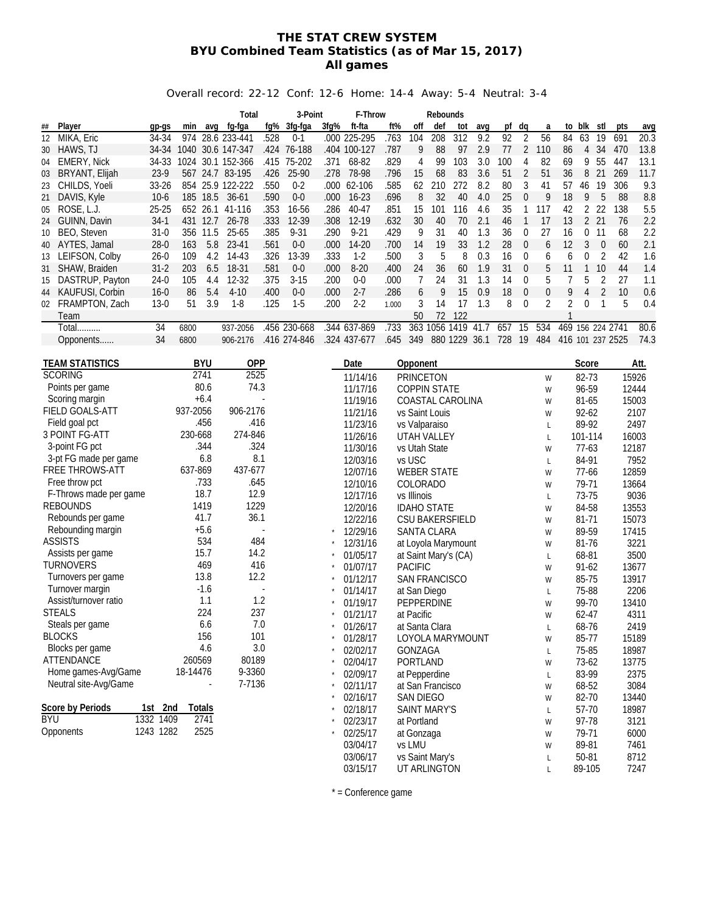# THE STAT CREW SYSTEM
## BYU Combined Team Statistics (as of Mar 15, 2017)
## All games

Overall record: 22-12 Conf: 12-6 Home: 14-4 Away: 5-4 Neutral: 3-4

| ## | Player | gp-gs | min | avg | Total fg-fga | fg% | 3-Point 3fg-fga | 3fg% | F-Throw ft-fta | ft% | Rebounds off | def | tot | avg | pf | dq | a | to | blk | stl | pts | avg |
|---|---|---|---|---|---|---|---|---|---|---|---|---|---|---|---|---|---|---|---|---|---|---|
| 12 | MIKA, Eric | 34-34 | 974 | 28.6 | 233-441 | .528 | 0-1 | .000 | 225-295 | .763 | 104 | 208 | 312 | 9.2 | 92 | 2 | 56 | 84 | 63 | 19 | 691 | 20.3 |
| 30 | HAWS, TJ | 34-34 | 1040 | 30.6 | 147-347 | .424 | 76-188 | .404 | 100-127 | .787 | 9 | 88 | 97 | 2.9 | 77 | 2 | 110 | 86 | 4 | 34 | 470 | 13.8 |
| 04 | EMERY, Nick | 34-33 | 1024 | 30.1 | 152-366 | .415 | 75-202 | .371 | 68-82 | .829 | 4 | 99 | 103 | 3.0 | 100 | 4 | 82 | 69 | 9 | 55 | 447 | 13.1 |
| 03 | BRYANT, Elijah | 23-9 | 567 | 24.7 | 83-195 | .426 | 25-90 | .278 | 78-98 | .796 | 15 | 68 | 83 | 3.6 | 51 | 2 | 51 | 36 | 8 | 21 | 269 | 11.7 |
| 23 | CHILDS, Yoeli | 33-26 | 854 | 25.9 | 122-222 | .550 | 0-2 | .000 | 62-106 | .585 | 62 | 210 | 272 | 8.2 | 80 | 3 | 41 | 57 | 46 | 19 | 306 | 9.3 |
| 21 | DAVIS, Kyle | 10-6 | 185 | 18.5 | 36-61 | .590 | 0-0 | .000 | 16-23 | .696 | 8 | 32 | 40 | 4.0 | 25 | 0 | 9 | 18 | 9 | 5 | 88 | 8.8 |
| 05 | ROSE, L.J. | 25-25 | 652 | 26.1 | 41-116 | .353 | 16-56 | .286 | 40-47 | .851 | 15 | 101 | 116 | 4.6 | 35 | 1 | 117 | 42 | 2 | 22 | 138 | 5.5 |
| 24 | GUINN, Davin | 34-1 | 431 | 12.7 | 26-78 | .333 | 12-39 | .308 | 12-19 | .632 | 30 | 40 | 70 | 2.1 | 46 | 1 | 17 | 13 | 2 | 21 | 76 | 2.2 |
| 10 | BEO, Steven | 31-0 | 356 | 11.5 | 25-65 | .385 | 9-31 | .290 | 9-21 | .429 | 9 | 31 | 40 | 1.3 | 36 | 0 | 27 | 16 | 0 | 11 | 68 | 2.2 |
| 40 | AYTES, Jamal | 28-0 | 163 | 5.8 | 23-41 | .561 | 0-0 | .000 | 14-20 | .700 | 14 | 19 | 33 | 1.2 | 28 | 0 | 6 | 12 | 3 | 0 | 60 | 2.1 |
| 13 | LEIFSON, Colby | 26-0 | 109 | 4.2 | 14-43 | .326 | 13-39 | .333 | 1-2 | .500 | 3 | 5 | 8 | 0.3 | 16 | 0 | 6 | 6 | 0 | 2 | 42 | 1.6 |
| 31 | SHAW, Braiden | 31-2 | 203 | 6.5 | 18-31 | .581 | 0-0 | .000 | 8-20 | .400 | 24 | 36 | 60 | 1.9 | 31 | 0 | 5 | 11 | 1 | 10 | 44 | 1.4 |
| 15 | DASTRUP, Payton | 24-0 | 105 | 4.4 | 12-32 | .375 | 3-15 | .200 | 0-0 | .000 | 7 | 24 | 31 | 1.3 | 14 | 0 | 5 | 7 | 5 | 2 | 27 | 1.1 |
| 44 | KAUFUSI, Corbin | 16-0 | 86 | 5.4 | 4-10 | .400 | 0-0 | .000 | 2-7 | .286 | 6 | 9 | 15 | 0.9 | 18 | 0 | 0 | 9 | 4 | 2 | 10 | 0.6 |
| 02 | FRAMPTON, Zach | 13-0 | 51 | 3.9 | 1-8 | .125 | 1-5 | .200 | 2-2 | 1.000 | 3 | 14 | 17 | 1.3 | 8 | 0 | 2 | 2 | 0 | 1 | 5 | 0.4 |
| | Team | | | | | | | | | | 50 | 72 | 122 | | | | | 1 | | | | |
| | Total.......... | 34 | 6800 | | 937-2056 | .456 | 230-668 | .344 | 637-869 | .733 | 363 | 1056 | 1419 | 41.7 | 657 | 15 | 534 | 469 | 156 | 224 | 2741 | 80.6 |
| | Opponents...... | 34 | 6800 | | 906-2176 | .416 | 274-846 | .324 | 437-677 | .645 | 349 | 880 | 1229 | 36.1 | 728 | 19 | 484 | 416 | 101 | 237 | 2525 | 74.3 |

| TEAM STATISTICS | BYU | OPP |
|---|---|---|
| SCORING | 2741 | 2525 |
| Points per game | 80.6 | 74.3 |
| Scoring margin | +6.4 | - |
| FIELD GOALS-ATT | 937-2056 | 906-2176 |
| Field goal pct | .456 | .416 |
| 3 POINT FG-ATT | 230-668 | 274-846 |
| 3-point FG pct | .344 | .324 |
| 3-pt FG made per game | 6.8 | 8.1 |
| FREE THROWS-ATT | 637-869 | 437-677 |
| Free throw pct | .733 | .645 |
| F-Throws made per game | 18.7 | 12.9 |
| REBOUNDS | 1419 | 1229 |
| Rebounds per game | 41.7 | 36.1 |
| Rebounding margin | +5.6 | - |
| ASSISTS | 534 | 484 |
| Assists per game | 15.7 | 14.2 |
| TURNOVERS | 469 | 416 |
| Turnovers per game | 13.8 | 12.2 |
| Turnover margin | -1.6 | - |
| Assist/turnover ratio | 1.1 | 1.2 |
| STEALS | 224 | 237 |
| Steals per game | 6.6 | 7.0 |
| BLOCKS | 156 | 101 |
| Blocks per game | 4.6 | 3.0 |
| ATTENDANCE | 260569 | 80189 |
| Home games-Avg/Game | 18-14476 | 9-3360 |
| Neutral site-Avg/Game | - | 7-7136 |

| Score by Periods | 1st | 2nd | Totals |
|---|---|---|---|
| BYU | 1332 | 1409 | 2741 |
| Opponents | 1243 | 1282 | 2525 |

| | Date | Opponent | | Score | Att. |
|---|---|---|---|---|---|
| | 11/14/16 | PRINCETON | W | 82-73 | 15926 |
| | 11/17/16 | COPPIN STATE | W | 96-59 | 12444 |
| | 11/19/16 | COASTAL CAROLINA | W | 81-65 | 15003 |
| | 11/21/16 | vs Saint Louis | W | 92-62 | 2107 |
| | 11/23/16 | vs Valparaiso | L | 89-92 | 2497 |
| | 11/26/16 | UTAH VALLEY | L | 101-114 | 16003 |
| | 11/30/16 | vs Utah State | W | 77-63 | 12187 |
| | 12/03/16 | vs USC | L | 84-91 | 7952 |
| | 12/07/16 | WEBER STATE | W | 77-66 | 12859 |
| | 12/10/16 | COLORADO | W | 79-71 | 13664 |
| | 12/17/16 | vs Illinois | L | 73-75 | 9036 |
| | 12/20/16 | IDAHO STATE | W | 84-58 | 13553 |
| | 12/22/16 | CSU BAKERSFIELD | W | 81-71 | 15073 |
| * | 12/29/16 | SANTA CLARA | W | 89-59 | 17415 |
| * | 12/31/16 | at Loyola Marymount | W | 81-76 | 3221 |
| * | 01/05/17 | at Saint Mary's (CA) | L | 68-81 | 3500 |
| * | 01/07/17 | PACIFIC | W | 91-62 | 13677 |
| * | 01/12/17 | SAN FRANCISCO | W | 85-75 | 13917 |
| * | 01/14/17 | at San Diego | L | 75-88 | 2206 |
| * | 01/19/17 | PEPPERDINE | W | 99-70 | 13410 |
| * | 01/21/17 | at Pacific | W | 62-47 | 4311 |
| * | 01/26/17 | at Santa Clara | L | 68-76 | 2419 |
| * | 01/28/17 | LOYOLA MARYMOUNT | W | 85-77 | 15189 |
| * | 02/02/17 | GONZAGA | L | 75-85 | 18987 |
| * | 02/04/17 | PORTLAND | W | 73-62 | 13775 |
| * | 02/09/17 | at Pepperdine | L | 83-99 | 2375 |
| * | 02/11/17 | at San Francisco | W | 68-52 | 3084 |
| * | 02/16/17 | SAN DIEGO | W | 82-70 | 13440 |
| * | 02/18/17 | SAINT MARY'S | L | 57-70 | 18987 |
| * | 02/23/17 | at Portland | W | 97-78 | 3121 |
| * | 02/25/17 | at Gonzaga | W | 79-71 | 6000 |
| | 03/04/17 | vs LMU | W | 89-81 | 7461 |
| | 03/06/17 | vs Saint Mary's | L | 50-81 | 8712 |
| | 03/15/17 | UT ARLINGTON | L | 89-105 | 7247 |

* = Conference game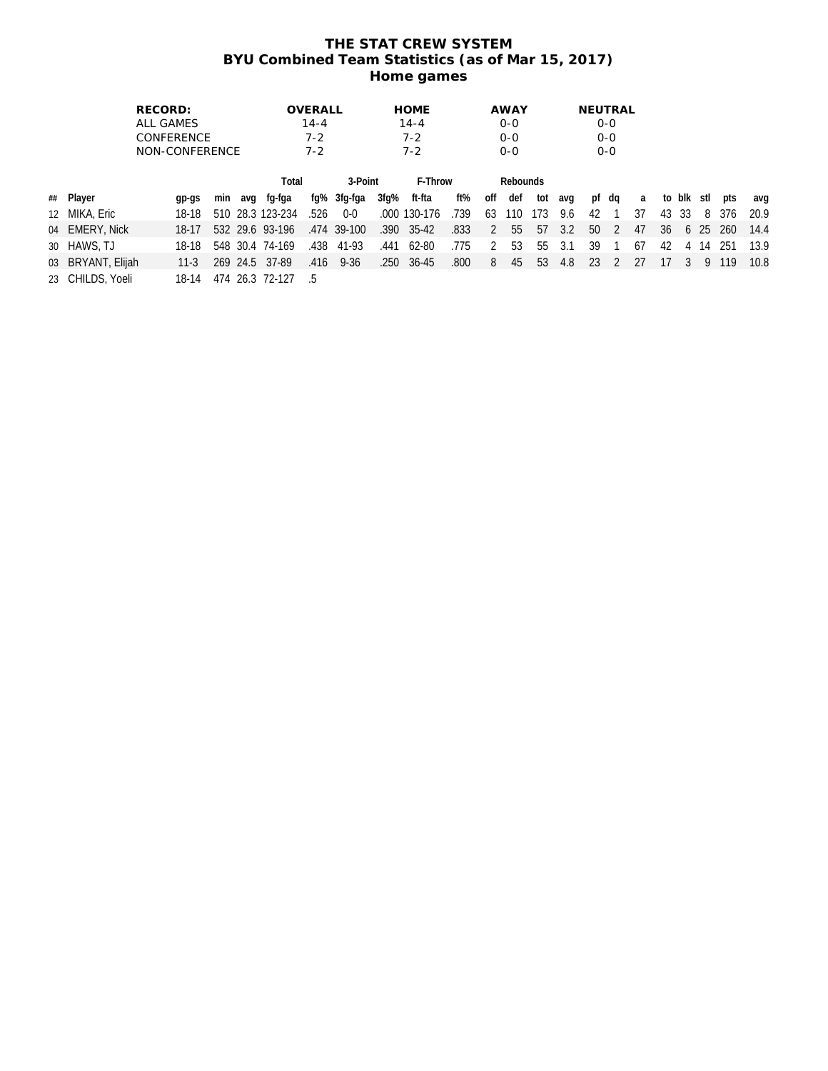# THE STAT CREW SYSTEM
## BYU Combined Team Statistics (as of Mar 15, 2017)
### Home games

| RECORD: | OVERALL | HOME | AWAY | NEUTRAL |
|---|---|---|---|---|
| ALL GAMES | 14-4 | 14-4 | 0-0 | 0-0 |
| CONFERENCE | 7-2 | 7-2 | 0-0 | 0-0 |
| NON-CONFERENCE | 7-2 | 7-2 | 0-0 | 0-0 |

| | | | | | Total | | 3-Point | | F-Throw | | Rebounds | | | | | | | | | | | |
|---|---|---|---|---|---|---|---|---|---|---|---|---|---|---|---|---|---|---|---|---|---|---|
| ## | Player | gp-gs | min | avg | fg-fga | fg% | 3fg-fga | 3fg% | ft-fta | ft% | off | def | tot | avg | pf | dq | a | to | blk | stl | pts | avg |
| 12 | MIKA, Eric | 18-18 | 510 | 28.3 | 123-234 | .526 | 0-0 | .000 | 130-176 | .739 | 63 | 110 | 173 | 9.6 | 42 | 1 | 37 | 43 | 33 | 8 | 376 | 20.9 |
| 04 | EMERY, Nick | 18-17 | 532 | 29.6 | 93-196 | .474 | 39-100 | .390 | 35-42 | .833 | 2 | 55 | 57 | 3.2 | 50 | 2 | 47 | 36 | 6 | 25 | 260 | 14.4 |
| 30 | HAWS, TJ | 18-18 | 548 | 30.4 | 74-169 | .438 | 41-93 | .441 | 62-80 | .775 | 2 | 53 | 55 | 3.1 | 39 | 1 | 67 | 42 | 4 | 14 | 251 | 13.9 |
| 03 | BRYANT, Elijah | 11-3 | 269 | 24.5 | 37-89 | .416 | 9-36 | .250 | 36-45 | .800 | 8 | 45 | 53 | 4.8 | 23 | 2 | 27 | 17 | 3 | 9 | 119 | 10.8 |
| 23 | CHILDS, Yoeli | 18-14 | 474 | 26.3 | 72-127 | .5 | | | | | | | | | | | | | | | | |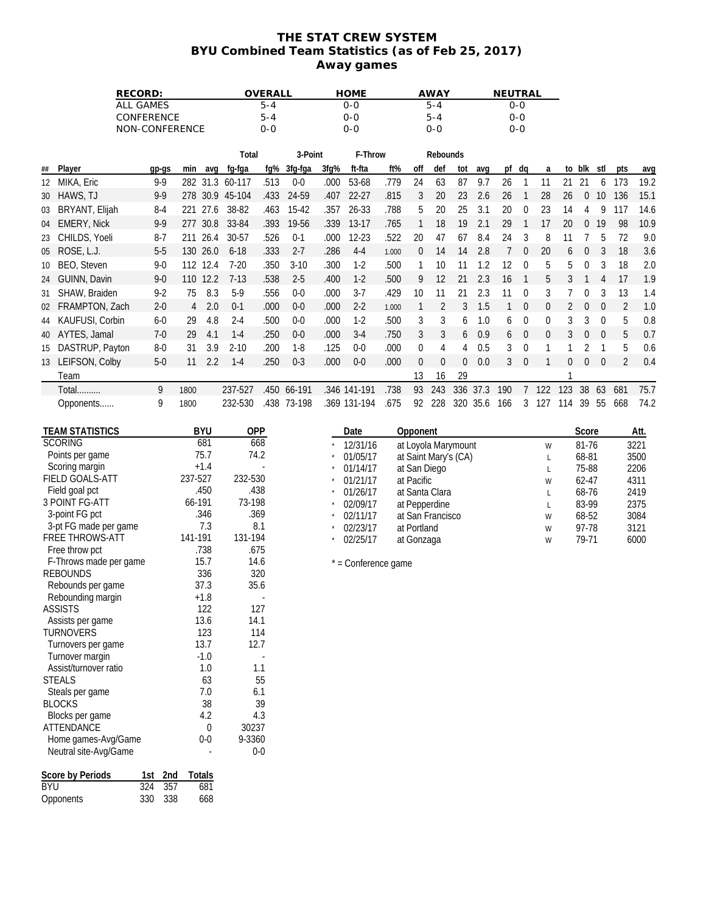# THE STAT CREW SYSTEM
## BYU Combined Team Statistics (as of Feb 25, 2017)
### Away games

| RECORD: | OVERALL | HOME | AWAY | NEUTRAL |
|---|---|---|---|---|
| ALL GAMES | 5-4 | 0-0 | 5-4 | 0-0 |
| CONFERENCE | 5-4 | 0-0 | 5-4 | 0-0 |
| NON-CONFERENCE | 0-0 | 0-0 | 0-0 | 0-0 |

| ## | Player | gp-gs | min | avg | Total fg-fga | fg% | 3-Point 3fg-fga | 3fg% | F-Throw ft-fta | ft% | Rebounds off | def | tot | avg | pf | dq | a | to | blk | stl | pts | avg |
|---|---|---|---|---|---|---|---|---|---|---|---|---|---|---|---|---|---|---|---|---|---|---|
| 12 | MIKA, Eric | 9-9 | 282 | 31.3 | 60-117 | .513 | 0-0 | .000 | 53-68 | .779 | 24 | 63 | 87 | 9.7 | 26 | 1 | 11 | 21 | 21 | 6 | 173 | 19.2 |
| 30 | HAWS, TJ | 9-9 | 278 | 30.9 | 45-104 | .433 | 24-59 | .407 | 22-27 | .815 | 3 | 20 | 23 | 2.6 | 26 | 1 | 28 | 26 | 0 | 10 | 136 | 15.1 |
| 03 | BRYANT, Elijah | 8-4 | 221 | 27.6 | 38-82 | .463 | 15-42 | .357 | 26-33 | .788 | 5 | 20 | 25 | 3.1 | 20 | 0 | 23 | 14 | 4 | 9 | 117 | 14.6 |
| 04 | EMERY, Nick | 9-9 | 277 | 30.8 | 33-84 | .393 | 19-56 | .339 | 13-17 | .765 | 1 | 18 | 19 | 2.1 | 29 | 1 | 17 | 20 | 0 | 19 | 98 | 10.9 |
| 23 | CHILDS, Yoeli | 8-7 | 211 | 26.4 | 30-57 | .526 | 0-1 | .000 | 12-23 | .522 | 20 | 47 | 67 | 8.4 | 24 | 3 | 8 | 11 | 7 | 5 | 72 | 9.0 |
| 05 | ROSE, L.J. | 5-5 | 130 | 26.0 | 6-18 | .333 | 2-7 | .286 | 4-4 | 1.000 | 0 | 14 | 14 | 2.8 | 7 | 0 | 20 | 6 | 0 | 3 | 18 | 3.6 |
| 10 | BEO, Steven | 9-0 | 112 | 12.4 | 7-20 | .350 | 3-10 | .300 | 1-2 | .500 | 1 | 10 | 11 | 1.2 | 12 | 0 | 5 | 5 | 0 | 3 | 18 | 2.0 |
| 24 | GUINN, Davin | 9-0 | 110 | 12.2 | 7-13 | .538 | 2-5 | .400 | 1-2 | .500 | 9 | 12 | 21 | 2.3 | 16 | 1 | 5 | 3 | 1 | 4 | 17 | 1.9 |
| 31 | SHAW, Braiden | 9-2 | 75 | 8.3 | 5-9 | .556 | 0-0 | .000 | 3-7 | .429 | 10 | 11 | 21 | 2.3 | 11 | 0 | 3 | 7 | 0 | 3 | 13 | 1.4 |
| 02 | FRAMPTON, Zach | 2-0 | 4 | 2.0 | 0-1 | .000 | 0-0 | .000 | 2-2 | 1.000 | 1 | 2 | 3 | 1.5 | 1 | 0 | 0 | 2 | 0 | 0 | 2 | 1.0 |
| 44 | KAUFUSI, Corbin | 6-0 | 29 | 4.8 | 2-4 | .500 | 0-0 | .000 | 1-2 | .500 | 3 | 3 | 6 | 1.0 | 6 | 0 | 0 | 3 | 3 | 0 | 5 | 0.8 |
| 40 | AYTES, Jamal | 7-0 | 29 | 4.1 | 1-4 | .250 | 0-0 | .000 | 3-4 | .750 | 3 | 3 | 6 | 0.9 | 6 | 0 | 0 | 3 | 0 | 0 | 5 | 0.7 |
| 15 | DASTRUP, Payton | 8-0 | 31 | 3.9 | 2-10 | .200 | 1-8 | .125 | 0-0 | .000 | 0 | 4 | 4 | 0.5 | 3 | 0 | 1 | 1 | 2 | 1 | 5 | 0.6 |
| 13 | LEIFSON, Colby | 5-0 | 11 | 2.2 | 1-4 | .250 | 0-3 | .000 | 0-0 | .000 | 0 | 0 | 0 | 0.0 | 3 | 0 | 1 | 0 | 0 | 0 | 2 | 0.4 |
| | Team | | | | | | | | | | 13 | 16 | 29 | | | | | 1 | | | | |
| | Total.......... | 9 | 1800 | | 237-527 | .450 | 66-191 | .346 | 141-191 | .738 | 93 | 243 | 336 | 37.3 | 190 | 7 | 122 | 123 | 38 | 63 | 681 | 75.7 |
| | Opponents...... | 9 | 1800 | | 232-530 | .438 | 73-198 | .369 | 131-194 | .675 | 92 | 228 | 320 | 35.6 | 166 | 3 | 127 | 114 | 39 | 55 | 668 | 74.2 |

| TEAM STATISTICS | BYU | OPP |
|---|---|---|
| SCORING | 681 | 668 |
| Points per game | 75.7 | 74.2 |
| Scoring margin | +1.4 | - |
| FIELD GOALS-ATT | 237-527 | 232-530 |
| Field goal pct | .450 | .438 |
| 3 POINT FG-ATT | 66-191 | 73-198 |
| 3-point FG pct | .346 | .369 |
| 3-pt FG made per game | 7.3 | 8.1 |
| FREE THROWS-ATT | 141-191 | 131-194 |
| Free throw pct | .738 | .675 |
| F-Throws made per game | 15.7 | 14.6 |
| REBOUNDS | 336 | 320 |
| Rebounds per game | 37.3 | 35.6 |
| Rebounding margin | +1.8 | - |
| ASSISTS | 122 | 127 |
| Assists per game | 13.6 | 14.1 |
| TURNOVERS | 123 | 114 |
| Turnovers per game | 13.7 | 12.7 |
| Turnover margin | -1.0 | - |
| Assist/turnover ratio | 1.0 | 1.1 |
| STEALS | 63 | 55 |
| Steals per game | 7.0 | 6.1 |
| BLOCKS | 38 | 39 |
| Blocks per game | 4.2 | 4.3 |
| ATTENDANCE | 0 | 30237 |
| Home games-Avg/Game | 0-0 | 9-3360 |
| Neutral site-Avg/Game | - | 0-0 |

| Score by Periods | 1st | 2nd | Totals |
|---|---|---|---|
| BYU | 324 | 357 | 681 |
| Opponents | 330 | 338 | 668 |

| | Date | Opponent | | Score | Att. |
|---|---|---|---|---|---|
| * | 12/31/16 | at Loyola Marymount | W | 81-76 | 3221 |
| * | 01/05/17 | at Saint Mary's (CA) | L | 68-81 | 3500 |
| * | 01/14/17 | at San Diego | L | 75-88 | 2206 |
| * | 01/21/17 | at Pacific | W | 62-47 | 4311 |
| * | 01/26/17 | at Santa Clara | L | 68-76 | 2419 |
| * | 02/09/17 | at Pepperdine | L | 83-99 | 2375 |
| * | 02/11/17 | at San Francisco | W | 68-52 | 3084 |
| * | 02/23/17 | at Portland | W | 97-78 | 3121 |
| * | 02/25/17 | at Gonzaga | W | 79-71 | 6000 |

* = Conference game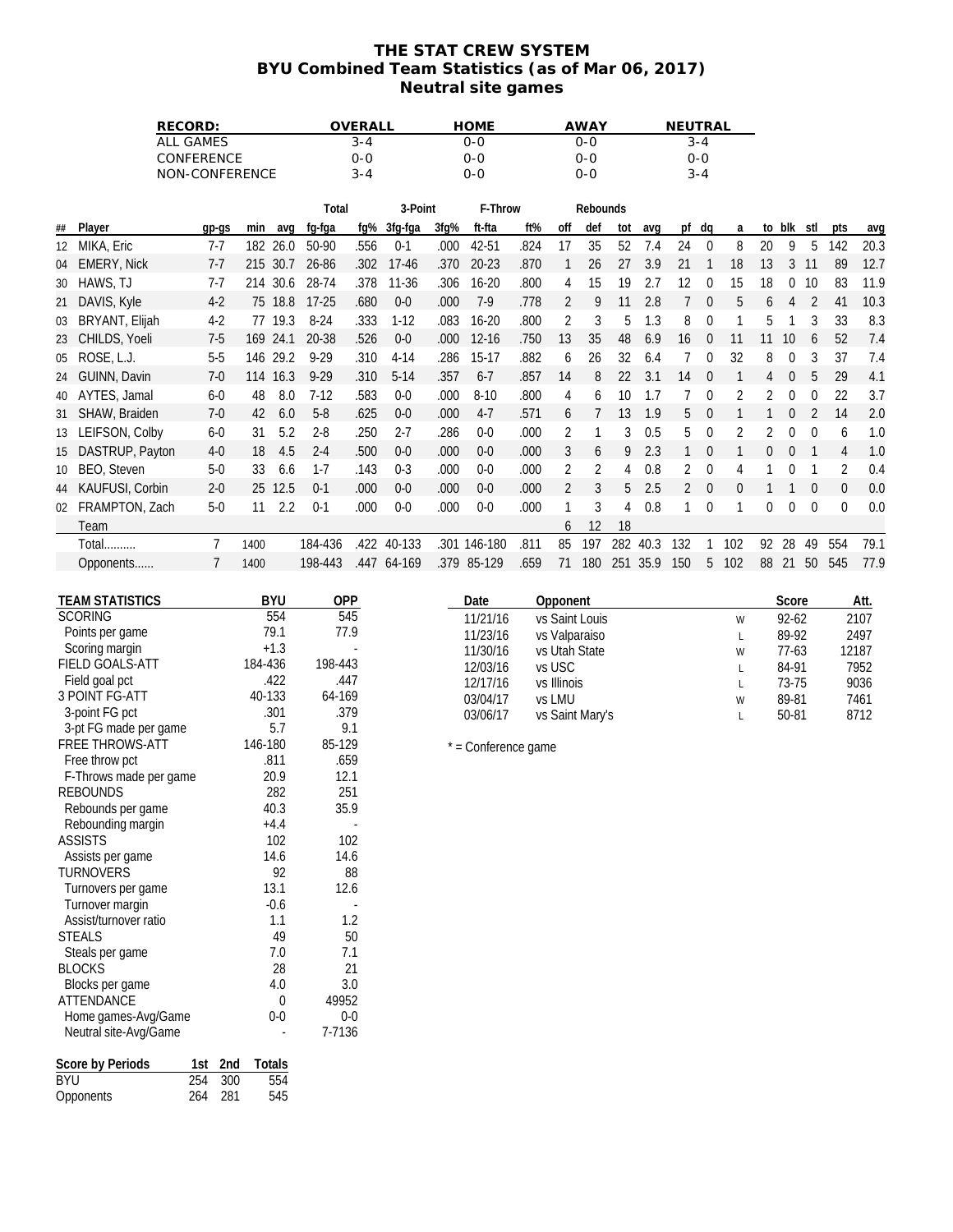# THE STAT CREW SYSTEM
## BYU Combined Team Statistics (as of Mar 06, 2017)
## Neutral site games

| RECORD: | OVERALL | HOME | AWAY | NEUTRAL |
|---|---|---|---|---|
| ALL GAMES | 3-4 | 0-0 | 0-0 | 3-4 |
| CONFERENCE | 0-0 | 0-0 | 0-0 | 0-0 |
| NON-CONFERENCE | 3-4 | 0-0 | 0-0 | 3-4 |

| | | | | | Total | | 3-Point | | F-Throw | | Rebounds | | | | | | | | | | | |
|---|---|---|---|---|---|---|---|---|---|---|---|---|---|---|---|---|---|---|---|---|---|---|
| ## | Player | gp-gs | min | avg | fg-fga | fg% | 3fg-fga | 3fg% | ft-fta | ft% | off | def | tot | avg | pf | dq | a | to | blk | stl | pts | avg |
| 12 | MIKA, Eric | 7-7 | 182 | 26.0 | 50-90 | .556 | 0-1 | .000 | 42-51 | .824 | 17 | 35 | 52 | 7.4 | 24 | 0 | 8 | 20 | 9 | 5 | 142 | 20.3 |
| 04 | EMERY, Nick | 7-7 | 215 | 30.7 | 26-86 | .302 | 17-46 | .370 | 20-23 | .870 | 1 | 26 | 27 | 3.9 | 21 | 1 | 18 | 13 | 3 | 11 | 89 | 12.7 |
| 30 | HAWS, TJ | 7-7 | 214 | 30.6 | 28-74 | .378 | 11-36 | .306 | 16-20 | .800 | 4 | 15 | 19 | 2.7 | 12 | 0 | 15 | 18 | 0 | 10 | 83 | 11.9 |
| 21 | DAVIS, Kyle | 4-2 | 75 | 18.8 | 17-25 | .680 | 0-0 | .000 | 7-9 | .778 | 2 | 9 | 11 | 2.8 | 7 | 0 | 5 | 6 | 4 | 2 | 41 | 10.3 |
| 03 | BRYANT, Elijah | 4-2 | 77 | 19.3 | 8-24 | .333 | 1-12 | .083 | 16-20 | .800 | 2 | 3 | 5 | 1.3 | 8 | 0 | 1 | 5 | 1 | 3 | 33 | 8.3 |
| 23 | CHILDS, Yoeli | 7-5 | 169 | 24.1 | 20-38 | .526 | 0-0 | .000 | 12-16 | .750 | 13 | 35 | 48 | 6.9 | 16 | 0 | 11 | 11 | 10 | 6 | 52 | 7.4 |
| 05 | ROSE, L.J. | 5-5 | 146 | 29.2 | 9-29 | .310 | 4-14 | .286 | 15-17 | .882 | 6 | 26 | 32 | 6.4 | 7 | 0 | 32 | 8 | 0 | 3 | 37 | 7.4 |
| 24 | GUINN, Davin | 7-0 | 114 | 16.3 | 9-29 | .310 | 5-14 | .357 | 6-7 | .857 | 14 | 8 | 22 | 3.1 | 14 | 0 | 1 | 4 | 0 | 5 | 29 | 4.1 |
| 40 | AYTES, Jamal | 6-0 | 48 | 8.0 | 7-12 | .583 | 0-0 | .000 | 8-10 | .800 | 4 | 6 | 10 | 1.7 | 7 | 0 | 2 | 2 | 0 | 0 | 22 | 3.7 |
| 31 | SHAW, Braiden | 7-0 | 42 | 6.0 | 5-8 | .625 | 0-0 | .000 | 4-7 | .571 | 6 | 7 | 13 | 1.9 | 5 | 0 | 1 | 1 | 0 | 2 | 14 | 2.0 |
| 13 | LEIFSON, Colby | 6-0 | 31 | 5.2 | 2-8 | .250 | 2-7 | .286 | 0-0 | .000 | 2 | 1 | 3 | 0.5 | 5 | 0 | 2 | 2 | 0 | 0 | 6 | 1.0 |
| 15 | DASTRUP, Payton | 4-0 | 18 | 4.5 | 2-4 | .500 | 0-0 | .000 | 0-0 | .000 | 3 | 6 | 9 | 2.3 | 1 | 0 | 1 | 0 | 0 | 1 | 4 | 1.0 |
| 10 | BEO, Steven | 5-0 | 33 | 6.6 | 1-7 | .143 | 0-3 | .000 | 0-0 | .000 | 2 | 2 | 4 | 0.8 | 2 | 0 | 4 | 1 | 0 | 1 | 2 | 0.4 |
| 44 | KAUFUSI, Corbin | 2-0 | 25 | 12.5 | 0-1 | .000 | 0-0 | .000 | 0-0 | .000 | 2 | 3 | 5 | 2.5 | 2 | 0 | 0 | 1 | 1 | 0 | 0 | 0.0 |
| 02 | FRAMPTON, Zach | 5-0 | 11 | 2.2 | 0-1 | .000 | 0-0 | .000 | 0-0 | .000 | 1 | 3 | 4 | 0.8 | 1 | 0 | 1 | 0 | 0 | 0 | 0 | 0.0 |
| | Team | | | | | | | | | | 6 | 12 | 18 | | | | | | | | | |
| | Total.......... | 7 | 1400 | | 184-436 | .422 | 40-133 | .301 | 146-180 | .811 | 85 | 197 | 282 | 40.3 | 132 | 1 | 102 | 92 | 28 | 49 | 554 | 79.1 |
| | Opponents...... | 7 | 1400 | | 198-443 | .447 | 64-169 | .379 | 85-129 | .659 | 71 | 180 | 251 | 35.9 | 150 | 5 | 102 | 88 | 21 | 50 | 545 | 77.9 |

| TEAM STATISTICS | BYU | OPP |
|---|---|---|
| SCORING | 554 | 545 |
| Points per game | 79.1 | 77.9 |
| Scoring margin | +1.3 | - |
| FIELD GOALS-ATT | 184-436 | 198-443 |
| Field goal pct | .422 | .447 |
| 3 POINT FG-ATT | 40-133 | 64-169 |
| 3-point FG pct | .301 | .379 |
| 3-pt FG made per game | 5.7 | 9.1 |
| FREE THROWS-ATT | 146-180 | 85-129 |
| Free throw pct | .811 | .659 |
| F-Throws made per game | 20.9 | 12.1 |
| REBOUNDS | 282 | 251 |
| Rebounds per game | 40.3 | 35.9 |
| Rebounding margin | +4.4 | - |
| ASSISTS | 102 | 102 |
| Assists per game | 14.6 | 14.6 |
| TURNOVERS | 92 | 88 |
| Turnovers per game | 13.1 | 12.6 |
| Turnover margin | -0.6 | - |
| Assist/turnover ratio | 1.1 | 1.2 |
| STEALS | 49 | 50 |
| Steals per game | 7.0 | 7.1 |
| BLOCKS | 28 | 21 |
| Blocks per game | 4.0 | 3.0 |
| ATTENDANCE | 0 | 49952 |
| Home games-Avg/Game | 0-0 | 0-0 |
| Neutral site-Avg/Game | - | 7-7136 |

| Date | Opponent | | Score | Att. |
|---|---|---|---|---|
| 11/21/16 | vs Saint Louis | W | 92-62 | 2107 |
| 11/23/16 | vs Valparaiso | L | 89-92 | 2497 |
| 11/30/16 | vs Utah State | W | 77-63 | 12187 |
| 12/03/16 | vs USC | L | 84-91 | 7952 |
| 12/17/16 | vs Illinois | L | 73-75 | 9036 |
| 03/04/17 | vs LMU | W | 89-81 | 7461 |
| 03/06/17 | vs Saint Mary's | L | 50-81 | 8712 |

* = Conference game

| Score by Periods | 1st | 2nd | Totals |
|---|---|---|---|
| BYU | 254 | 300 | 554 |
| Opponents | 264 | 281 | 545 |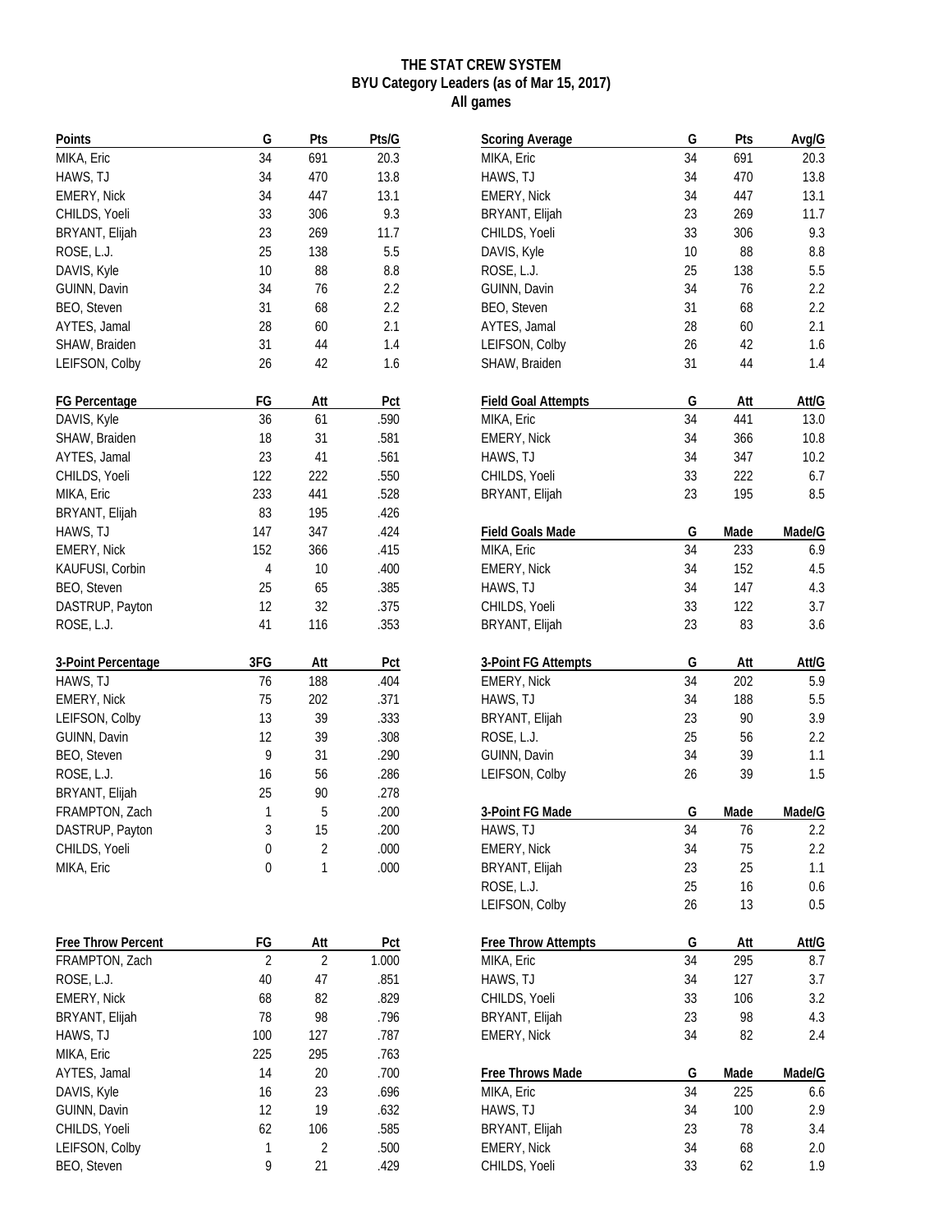# THE STAT CREW SYSTEM
## BYU Category Leaders (as of Mar 15, 2017)
### All games

| Points | G | Pts | Pts/G |
|---|---|---|---|
| MIKA, Eric | 34 | 691 | 20.3 |
| HAWS, TJ | 34 | 470 | 13.8 |
| EMERY, Nick | 34 | 447 | 13.1 |
| CHILDS, Yoeli | 33 | 306 | 9.3 |
| BRYANT, Elijah | 23 | 269 | 11.7 |
| ROSE, L.J. | 25 | 138 | 5.5 |
| DAVIS, Kyle | 10 | 88 | 8.8 |
| GUINN, Davin | 34 | 76 | 2.2 |
| BEO, Steven | 31 | 68 | 2.2 |
| AYTES, Jamal | 28 | 60 | 2.1 |
| SHAW, Braiden | 31 | 44 | 1.4 |
| LEIFSON, Colby | 26 | 42 | 1.6 |

| FG Percentage | FG | Att | Pct |
|---|---|---|---|
| DAVIS, Kyle | 36 | 61 | .590 |
| SHAW, Braiden | 18 | 31 | .581 |
| AYTES, Jamal | 23 | 41 | .561 |
| CHILDS, Yoeli | 122 | 222 | .550 |
| MIKA, Eric | 233 | 441 | .528 |
| BRYANT, Elijah | 83 | 195 | .426 |
| HAWS, TJ | 147 | 347 | .424 |
| EMERY, Nick | 152 | 366 | .415 |
| KAUFUSI, Corbin | 4 | 10 | .400 |
| BEO, Steven | 25 | 65 | .385 |
| DASTRUP, Payton | 12 | 32 | .375 |
| ROSE, L.J. | 41 | 116 | .353 |

| 3-Point Percentage | 3FG | Att | Pct |
|---|---|---|---|
| HAWS, TJ | 76 | 188 | .404 |
| EMERY, Nick | 75 | 202 | .371 |
| LEIFSON, Colby | 13 | 39 | .333 |
| GUINN, Davin | 12 | 39 | .308 |
| BEO, Steven | 9 | 31 | .290 |
| ROSE, L.J. | 16 | 56 | .286 |
| BRYANT, Elijah | 25 | 90 | .278 |
| FRAMPTON, Zach | 1 | 5 | .200 |
| DASTRUP, Payton | 3 | 15 | .200 |
| CHILDS, Yoeli | 0 | 2 | .000 |
| MIKA, Eric | 0 | 1 | .000 |

| Free Throw Percent | FG | Att | Pct |
|---|---|---|---|
| FRAMPTON, Zach | 2 | 2 | 1.000 |
| ROSE, L.J. | 40 | 47 | .851 |
| EMERY, Nick | 68 | 82 | .829 |
| BRYANT, Elijah | 78 | 98 | .796 |
| HAWS, TJ | 100 | 127 | .787 |
| MIKA, Eric | 225 | 295 | .763 |
| AYTES, Jamal | 14 | 20 | .700 |
| DAVIS, Kyle | 16 | 23 | .696 |
| GUINN, Davin | 12 | 19 | .632 |
| CHILDS, Yoeli | 62 | 106 | .585 |
| LEIFSON, Colby | 1 | 2 | .500 |
| BEO, Steven | 9 | 21 | .429 |

| Scoring Average | G | Pts | Avg/G |
|---|---|---|---|
| MIKA, Eric | 34 | 691 | 20.3 |
| HAWS, TJ | 34 | 470 | 13.8 |
| EMERY, Nick | 34 | 447 | 13.1 |
| BRYANT, Elijah | 23 | 269 | 11.7 |
| CHILDS, Yoeli | 33 | 306 | 9.3 |
| DAVIS, Kyle | 10 | 88 | 8.8 |
| ROSE, L.J. | 25 | 138 | 5.5 |
| GUINN, Davin | 34 | 76 | 2.2 |
| BEO, Steven | 31 | 68 | 2.2 |
| AYTES, Jamal | 28 | 60 | 2.1 |
| LEIFSON, Colby | 26 | 42 | 1.6 |
| SHAW, Braiden | 31 | 44 | 1.4 |

| Field Goal Attempts | G | Att | Att/G |
|---|---|---|---|
| MIKA, Eric | 34 | 441 | 13.0 |
| EMERY, Nick | 34 | 366 | 10.8 |
| HAWS, TJ | 34 | 347 | 10.2 |
| CHILDS, Yoeli | 33 | 222 | 6.7 |
| BRYANT, Elijah | 23 | 195 | 8.5 |

| Field Goals Made | G | Made | Made/G |
|---|---|---|---|
| MIKA, Eric | 34 | 233 | 6.9 |
| EMERY, Nick | 34 | 152 | 4.5 |
| HAWS, TJ | 34 | 147 | 4.3 |
| CHILDS, Yoeli | 33 | 122 | 3.7 |
| BRYANT, Elijah | 23 | 83 | 3.6 |

| 3-Point FG Attempts | G | Att | Att/G |
|---|---|---|---|
| EMERY, Nick | 34 | 202 | 5.9 |
| HAWS, TJ | 34 | 188 | 5.5 |
| BRYANT, Elijah | 23 | 90 | 3.9 |
| ROSE, L.J. | 25 | 56 | 2.2 |
| GUINN, Davin | 34 | 39 | 1.1 |
| LEIFSON, Colby | 26 | 39 | 1.5 |

| 3-Point FG Made | G | Made | Made/G |
|---|---|---|---|
| HAWS, TJ | 34 | 76 | 2.2 |
| EMERY, Nick | 34 | 75 | 2.2 |
| BRYANT, Elijah | 23 | 25 | 1.1 |
| ROSE, L.J. | 25 | 16 | 0.6 |
| LEIFSON, Colby | 26 | 13 | 0.5 |

| Free Throw Attempts | G | Att | Att/G |
|---|---|---|---|
| MIKA, Eric | 34 | 295 | 8.7 |
| HAWS, TJ | 34 | 127 | 3.7 |
| CHILDS, Yoeli | 33 | 106 | 3.2 |
| BRYANT, Elijah | 23 | 98 | 4.3 |
| EMERY, Nick | 34 | 82 | 2.4 |

| Free Throws Made | G | Made | Made/G |
|---|---|---|---|
| MIKA, Eric | 34 | 225 | 6.6 |
| HAWS, TJ | 34 | 100 | 2.9 |
| BRYANT, Elijah | 23 | 78 | 3.4 |
| EMERY, Nick | 34 | 68 | 2.0 |
| CHILDS, Yoeli | 33 | 62 | 1.9 |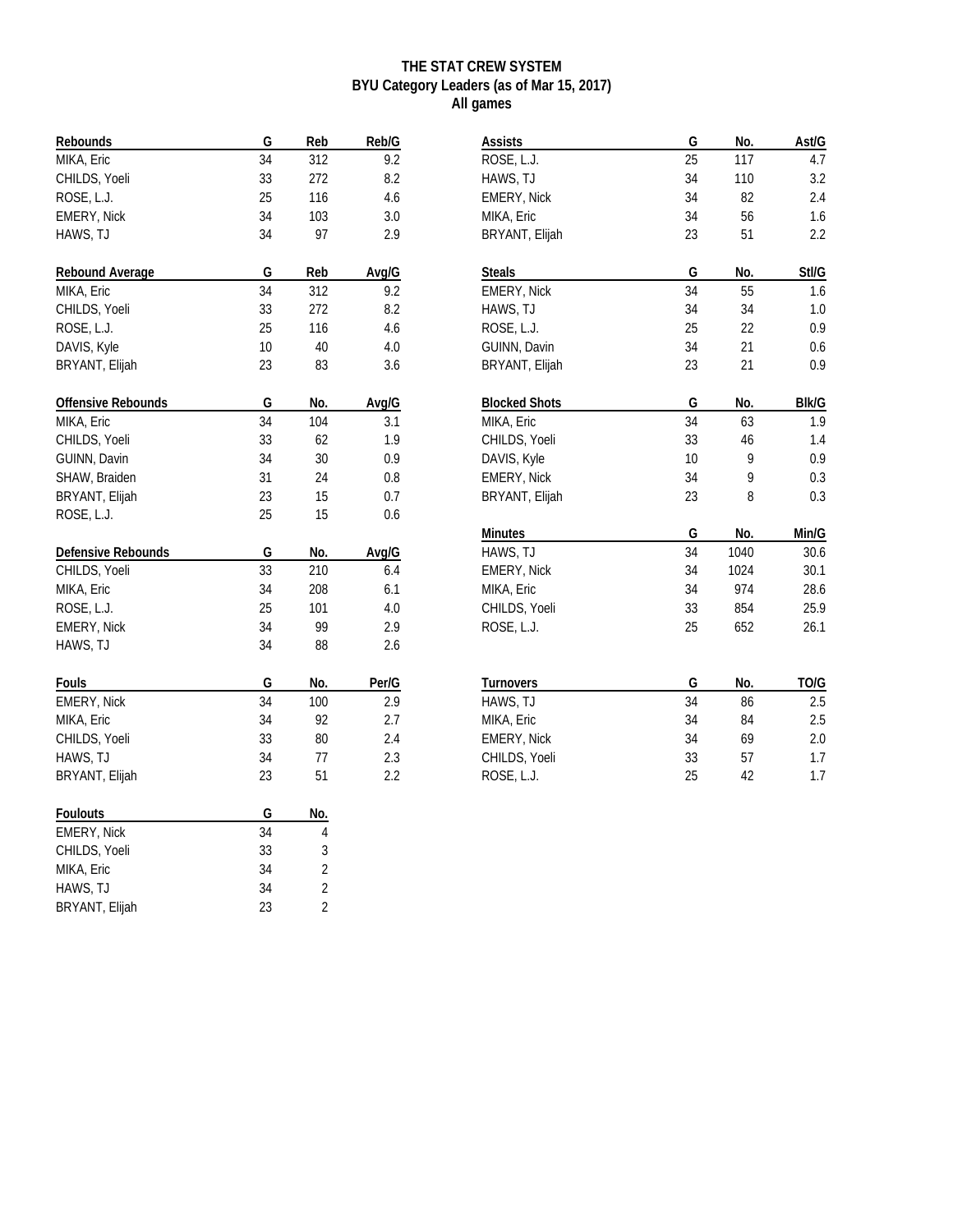# THE STAT CREW SYSTEM
## BYU Category Leaders (as of Mar 15, 2017)
### All games

| Rebounds | G | Reb | Reb/G |
|---|---|---|---|
| MIKA, Eric | 34 | 312 | 9.2 |
| CHILDS, Yoeli | 33 | 272 | 8.2 |
| ROSE, L.J. | 25 | 116 | 4.6 |
| EMERY, Nick | 34 | 103 | 3.0 |
| HAWS, TJ | 34 | 97 | 2.9 |

| Rebound Average | G | Reb | Avg/G |
|---|---|---|---|
| MIKA, Eric | 34 | 312 | 9.2 |
| CHILDS, Yoeli | 33 | 272 | 8.2 |
| ROSE, L.J. | 25 | 116 | 4.6 |
| DAVIS, Kyle | 10 | 40 | 4.0 |
| BRYANT, Elijah | 23 | 83 | 3.6 |

| Offensive Rebounds | G | No. | Avg/G |
|---|---|---|---|
| MIKA, Eric | 34 | 104 | 3.1 |
| CHILDS, Yoeli | 33 | 62 | 1.9 |
| GUINN, Davin | 34 | 30 | 0.9 |
| SHAW, Braiden | 31 | 24 | 0.8 |
| BRYANT, Elijah | 23 | 15 | 0.7 |
| ROSE, L.J. | 25 | 15 | 0.6 |

| Defensive Rebounds | G | No. | Avg/G |
|---|---|---|---|
| CHILDS, Yoeli | 33 | 210 | 6.4 |
| MIKA, Eric | 34 | 208 | 6.1 |
| ROSE, L.J. | 25 | 101 | 4.0 |
| EMERY, Nick | 34 | 99 | 2.9 |
| HAWS, TJ | 34 | 88 | 2.6 |

| Fouls | G | No. | Per/G |
|---|---|---|---|
| EMERY, Nick | 34 | 100 | 2.9 |
| MIKA, Eric | 34 | 92 | 2.7 |
| CHILDS, Yoeli | 33 | 80 | 2.4 |
| HAWS, TJ | 34 | 77 | 2.3 |
| BRYANT, Elijah | 23 | 51 | 2.2 |

| Foulouts | G | No. |
|---|---|---|
| EMERY, Nick | 34 | 4 |
| CHILDS, Yoeli | 33 | 3 |
| MIKA, Eric | 34 | 2 |
| HAWS, TJ | 34 | 2 |
| BRYANT, Elijah | 23 | 2 |

| Assists | G | No. | Ast/G |
|---|---|---|---|
| ROSE, L.J. | 25 | 117 | 4.7 |
| HAWS, TJ | 34 | 110 | 3.2 |
| EMERY, Nick | 34 | 82 | 2.4 |
| MIKA, Eric | 34 | 56 | 1.6 |
| BRYANT, Elijah | 23 | 51 | 2.2 |

| Steals | G | No. | Stl/G |
|---|---|---|---|
| EMERY, Nick | 34 | 55 | 1.6 |
| HAWS, TJ | 34 | 34 | 1.0 |
| ROSE, L.J. | 25 | 22 | 0.9 |
| GUINN, Davin | 34 | 21 | 0.6 |
| BRYANT, Elijah | 23 | 21 | 0.9 |

| Blocked Shots | G | No. | Blk/G |
|---|---|---|---|
| MIKA, Eric | 34 | 63 | 1.9 |
| CHILDS, Yoeli | 33 | 46 | 1.4 |
| DAVIS, Kyle | 10 | 9 | 0.9 |
| EMERY, Nick | 34 | 9 | 0.3 |
| BRYANT, Elijah | 23 | 8 | 0.3 |

| Minutes | G | No. | Min/G |
|---|---|---|---|
| HAWS, TJ | 34 | 1040 | 30.6 |
| EMERY, Nick | 34 | 1024 | 30.1 |
| MIKA, Eric | 34 | 974 | 28.6 |
| CHILDS, Yoeli | 33 | 854 | 25.9 |
| ROSE, L.J. | 25 | 652 | 26.1 |

| Turnovers | G | No. | TO/G |
|---|---|---|---|
| HAWS, TJ | 34 | 86 | 2.5 |
| MIKA, Eric | 34 | 84 | 2.5 |
| EMERY, Nick | 34 | 69 | 2.0 |
| CHILDS, Yoeli | 33 | 57 | 1.7 |
| ROSE, L.J. | 25 | 42 | 1.7 |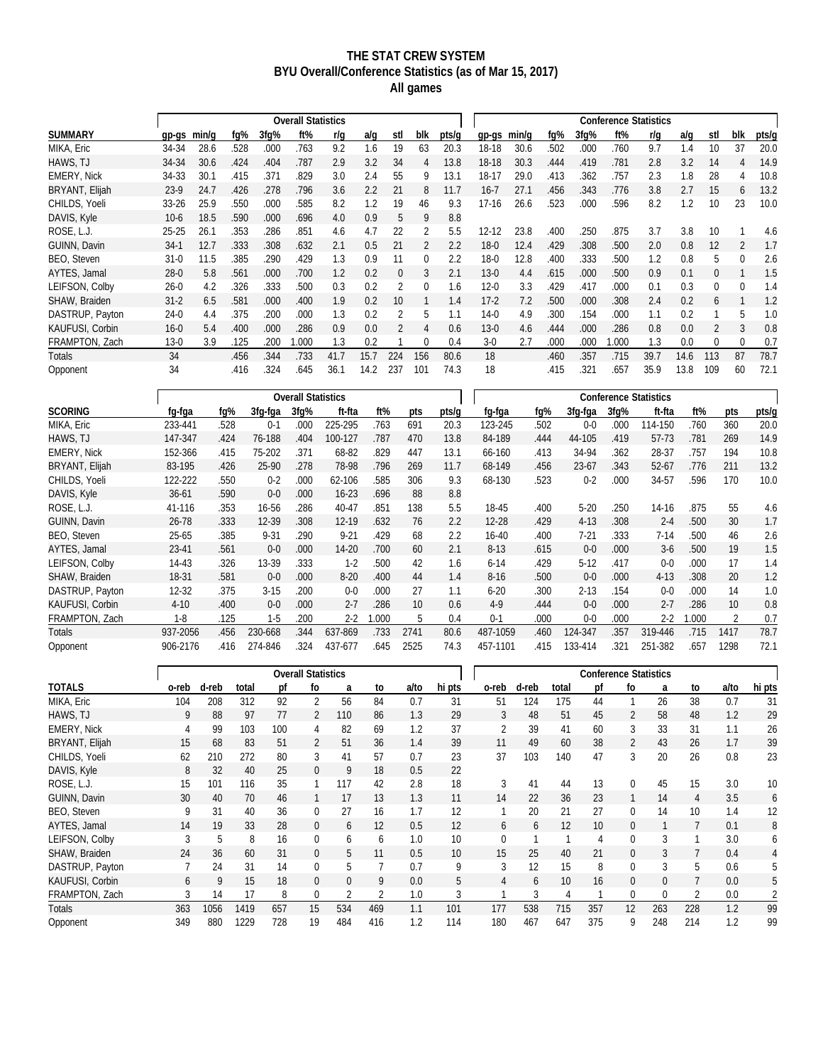# THE STAT CREW SYSTEM
## BYU Overall/Conference Statistics (as of Mar 15, 2017)
### All games

| | Overall Statistics | | | | | | | | | | Conference Statistics | | | | | | | | | |
|---|---|---|---|---|---|---|---|---|---|---|---|---|---|---|---|---|---|---|---|---|
| SUMMARY | gp-gs | min/g | fg% | 3fg% | ft% | r/g | a/g | stl | blk | pts/g | gp-gs | min/g | fg% | 3fg% | ft% | r/g | a/g | stl | blk | pts/g |
| MIKA, Eric | 34-34 | 28.6 | .528 | .000 | .763 | 9.2 | 1.6 | 19 | 63 | 20.3 | 18-18 | 30.6 | .502 | .000 | .760 | 9.7 | 1.4 | 10 | 37 | 20.0 |
| HAWS, TJ | 34-34 | 30.6 | .424 | .404 | .787 | 2.9 | 3.2 | 34 | 4 | 13.8 | 18-18 | 30.3 | .444 | .419 | .781 | 2.8 | 3.2 | 14 | 4 | 14.9 |
| EMERY, Nick | 34-33 | 30.1 | .415 | .371 | .829 | 3.0 | 2.4 | 55 | 9 | 13.1 | 18-17 | 29.0 | .413 | .362 | .757 | 2.3 | 1.8 | 28 | 4 | 10.8 |
| BRYANT, Elijah | 23-9 | 24.7 | .426 | .278 | .796 | 3.6 | 2.2 | 21 | 8 | 11.7 | 16-7 | 27.1 | .456 | .343 | .776 | 3.8 | 2.7 | 15 | 6 | 13.2 |
| CHILDS, Yoeli | 33-26 | 25.9 | .550 | .000 | .585 | 8.2 | 1.2 | 19 | 46 | 9.3 | 17-16 | 26.6 | .523 | .000 | .596 | 8.2 | 1.2 | 10 | 23 | 10.0 |
| DAVIS, Kyle | 10-6 | 18.5 | .590 | .000 | .696 | 4.0 | 0.9 | 5 | 9 | 8.8 | | | | | | | | | | |
| ROSE, L.J. | 25-25 | 26.1 | .353 | .286 | .851 | 4.6 | 4.7 | 22 | 2 | 5.5 | 12-12 | 23.8 | .400 | .250 | .875 | 3.7 | 3.8 | 10 | 1 | 4.6 |
| GUINN, Davin | 34-1 | 12.7 | .333 | .308 | .632 | 2.1 | 0.5 | 21 | 2 | 2.2 | 18-0 | 12.4 | .429 | .308 | .500 | 2.0 | 0.8 | 12 | 2 | 1.7 |
| BEO, Steven | 31-0 | 11.5 | .385 | .290 | .429 | 1.3 | 0.9 | 11 | 0 | 2.2 | 18-0 | 12.8 | .400 | .333 | .500 | 1.2 | 0.8 | 5 | 0 | 2.6 |
| AYTES, Jamal | 28-0 | 5.8 | .561 | .000 | .700 | 1.2 | 0.2 | 0 | 3 | 2.1 | 13-0 | 4.4 | .615 | .000 | .500 | 0.9 | 0.1 | 0 | 1 | 1.5 |
| LEIFSON, Colby | 26-0 | 4.2 | .326 | .333 | .500 | 0.3 | 0.2 | 2 | 0 | 1.6 | 12-0 | 3.3 | .429 | .417 | .000 | 0.1 | 0.3 | 0 | 0 | 1.4 |
| SHAW, Braiden | 31-2 | 6.5 | .581 | .000 | .400 | 1.9 | 0.2 | 10 | 1 | 1.4 | 17-2 | 7.2 | .500 | .000 | .308 | 2.4 | 0.2 | 6 | 1 | 1.2 |
| DASTRUP, Payton | 24-0 | 4.4 | .375 | .200 | .000 | 1.3 | 0.2 | 2 | 5 | 1.1 | 14-0 | 4.9 | .300 | .154 | .000 | 1.1 | 0.2 | 1 | 5 | 1.0 |
| KAUFUSI, Corbin | 16-0 | 5.4 | .400 | .000 | .286 | 0.9 | 0.0 | 2 | 4 | 0.6 | 13-0 | 4.6 | .444 | .000 | .286 | 0.8 | 0.0 | 2 | 3 | 0.8 |
| FRAMPTON, Zach | 13-0 | 3.9 | .125 | .200 | 1.000 | 1.3 | 0.2 | 1 | 0 | 0.4 | 3-0 | 2.7 | .000 | .000 | 1.000 | 1.3 | 0.0 | 0 | 0 | 0.7 |
| Totals | 34 | | .456 | .344 | .733 | 41.7 | 15.7 | 224 | 156 | 80.6 | 18 | | .460 | .357 | .715 | 39.7 | 14.6 | 113 | 87 | 78.7 |
| Opponent | 34 | | .416 | .324 | .645 | 36.1 | 14.2 | 237 | 101 | 74.3 | 18 | | .415 | .321 | .657 | 35.9 | 13.8 | 109 | 60 | 72.1 |

| | Overall Statistics | | | | | | | | | Conference Statistics | | | | | | | | |
|---|---|---|---|---|---|---|---|---|---|---|---|---|---|---|---|---|---|---|
| SCORING | fg-fga | fg% | 3fg-fga | 3fg% | ft-fta | ft% | pts | pts/g | | fg-fga | fg% | 3fg-fga | 3fg% | ft-fta | ft% | pts | pts/g |
| MIKA, Eric | 233-441 | .528 | 0-1 | .000 | 225-295 | .763 | 691 | 20.3 | | 123-245 | .502 | 0-0 | .000 | 114-150 | .760 | 360 | 20.0 |
| HAWS, TJ | 147-347 | .424 | 76-188 | .404 | 100-127 | .787 | 470 | 13.8 | | 84-189 | .444 | 44-105 | .419 | 57-73 | .781 | 269 | 14.9 |
| EMERY, Nick | 152-366 | .415 | 75-202 | .371 | 68-82 | .829 | 447 | 13.1 | | 66-160 | .413 | 34-94 | .362 | 28-37 | .757 | 194 | 10.8 |
| BRYANT, Elijah | 83-195 | .426 | 25-90 | .278 | 78-98 | .796 | 269 | 11.7 | | 68-149 | .456 | 23-67 | .343 | 52-67 | .776 | 211 | 13.2 |
| CHILDS, Yoeli | 122-222 | .550 | 0-2 | .000 | 62-106 | .585 | 306 | 9.3 | | 68-130 | .523 | 0-2 | .000 | 34-57 | .596 | 170 | 10.0 |
| DAVIS, Kyle | 36-61 | .590 | 0-0 | .000 | 16-23 | .696 | 88 | 8.8 | | | | | | | | | |
| ROSE, L.J. | 41-116 | .353 | 16-56 | .286 | 40-47 | .851 | 138 | 5.5 | | 18-45 | .400 | 5-20 | .250 | 14-16 | .875 | 55 | 4.6 |
| GUINN, Davin | 26-78 | .333 | 12-39 | .308 | 12-19 | .632 | 76 | 2.2 | | 12-28 | .429 | 4-13 | .308 | 2-4 | .500 | 30 | 1.7 |
| BEO, Steven | 25-65 | .385 | 9-31 | .290 | 9-21 | .429 | 68 | 2.2 | | 16-40 | .400 | 7-21 | .333 | 7-14 | .500 | 46 | 2.6 |
| AYTES, Jamal | 23-41 | .561 | 0-0 | .000 | 14-20 | .700 | 60 | 2.1 | | 8-13 | .615 | 0-0 | .000 | 3-6 | .500 | 19 | 1.5 |
| LEIFSON, Colby | 14-43 | .326 | 13-39 | .333 | 1-2 | .500 | 42 | 1.6 | | 6-14 | .429 | 5-12 | .417 | 0-0 | .000 | 17 | 1.4 |
| SHAW, Braiden | 18-31 | .581 | 0-0 | .000 | 8-20 | .400 | 44 | 1.4 | | 8-16 | .500 | 0-0 | .000 | 4-13 | .308 | 20 | 1.2 |
| DASTRUP, Payton | 12-32 | .375 | 3-15 | .200 | 0-0 | .000 | 27 | 1.1 | | 6-20 | .300 | 2-13 | .154 | 0-0 | .000 | 14 | 1.0 |
| KAUFUSI, Corbin | 4-10 | .400 | 0-0 | .000 | 2-7 | .286 | 10 | 0.6 | | 4-9 | .444 | 0-0 | .000 | 2-7 | .286 | 10 | 0.8 |
| FRAMPTON, Zach | 1-8 | .125 | 1-5 | .200 | 2-2 | 1.000 | 5 | 0.4 | | 0-1 | .000 | 0-0 | .000 | 2-2 | 1.000 | 2 | 0.7 |
| Totals | 937-2056 | .456 | 230-668 | .344 | 637-869 | .733 | 2741 | 80.6 | | 487-1059 | .460 | 124-347 | .357 | 319-446 | .715 | 1417 | 78.7 |
| Opponent | 906-2176 | .416 | 274-846 | .324 | 437-677 | .645 | 2525 | 74.3 | | 457-1101 | .415 | 133-414 | .321 | 251-382 | .657 | 1298 | 72.1 |

| | Overall Statistics | | | | | | | | | Conference Statistics | | | | | | | | |
|---|---|---|---|---|---|---|---|---|---|---|---|---|---|---|---|---|---|---|
| TOTALS | o-reb | d-reb | total | pf | fo | a | to | a/to | hi pts | o-reb | d-reb | total | pf | fo | a | to | a/to | hi pts |
| MIKA, Eric | 104 | 208 | 312 | 92 | 2 | 56 | 84 | 0.7 | 31 | 51 | 124 | 175 | 44 | 1 | 26 | 38 | 0.7 | 31 |
| HAWS, TJ | 9 | 88 | 97 | 77 | 2 | 110 | 86 | 1.3 | 29 | 3 | 48 | 51 | 45 | 2 | 58 | 48 | 1.2 | 29 |
| EMERY, Nick | 4 | 99 | 103 | 100 | 4 | 82 | 69 | 1.2 | 37 | 2 | 39 | 41 | 60 | 3 | 33 | 31 | 1.1 | 26 |
| BRYANT, Elijah | 15 | 68 | 83 | 51 | 2 | 51 | 36 | 1.4 | 39 | 11 | 49 | 60 | 38 | 2 | 43 | 26 | 1.7 | 39 |
| CHILDS, Yoeli | 62 | 210 | 272 | 80 | 3 | 41 | 57 | 0.7 | 23 | 37 | 103 | 140 | 47 | 3 | 20 | 26 | 0.8 | 23 |
| DAVIS, Kyle | 8 | 32 | 40 | 25 | 0 | 9 | 18 | 0.5 | 22 | | | | | | | | | |
| ROSE, L.J. | 15 | 101 | 116 | 35 | 1 | 117 | 42 | 2.8 | 18 | 3 | 41 | 44 | 13 | 0 | 45 | 15 | 3.0 | 10 |
| GUINN, Davin | 30 | 40 | 70 | 46 | 1 | 17 | 13 | 1.3 | 11 | 14 | 22 | 36 | 23 | 1 | 14 | 4 | 3.5 | 6 |
| BEO, Steven | 9 | 31 | 40 | 36 | 0 | 27 | 16 | 1.7 | 12 | 1 | 20 | 21 | 27 | 0 | 14 | 10 | 1.4 | 12 |
| AYTES, Jamal | 14 | 19 | 33 | 28 | 0 | 6 | 12 | 0.5 | 12 | 6 | 6 | 12 | 10 | 0 | 1 | 7 | 0.1 | 8 |
| LEIFSON, Colby | 3 | 5 | 8 | 16 | 0 | 6 | 6 | 1.0 | 10 | 0 | 1 | 1 | 4 | 0 | 3 | 1 | 3.0 | 6 |
| SHAW, Braiden | 24 | 36 | 60 | 31 | 0 | 5 | 11 | 0.5 | 10 | 15 | 25 | 40 | 21 | 0 | 3 | 7 | 0.4 | 4 |
| DASTRUP, Payton | 7 | 24 | 31 | 14 | 0 | 5 | 7 | 0.7 | 9 | 3 | 12 | 15 | 8 | 0 | 3 | 5 | 0.6 | 5 |
| KAUFUSI, Corbin | 6 | 9 | 15 | 18 | 0 | 0 | 9 | 0.0 | 5 | 4 | 6 | 10 | 16 | 0 | 0 | 7 | 0.0 | 5 |
| FRAMPTON, Zach | 3 | 14 | 17 | 8 | 0 | 2 | 2 | 1.0 | 3 | 1 | 3 | 4 | 1 | 0 | 0 | 2 | 0.0 | 2 |
| Totals | 363 | 1056 | 1419 | 657 | 15 | 534 | 469 | 1.1 | 101 | 177 | 538 | 715 | 357 | 12 | 263 | 228 | 1.2 | 99 |
| Opponent | 349 | 880 | 1229 | 728 | 19 | 484 | 416 | 1.2 | 114 | 180 | 467 | 647 | 375 | 9 | 248 | 214 | 1.2 | 99 |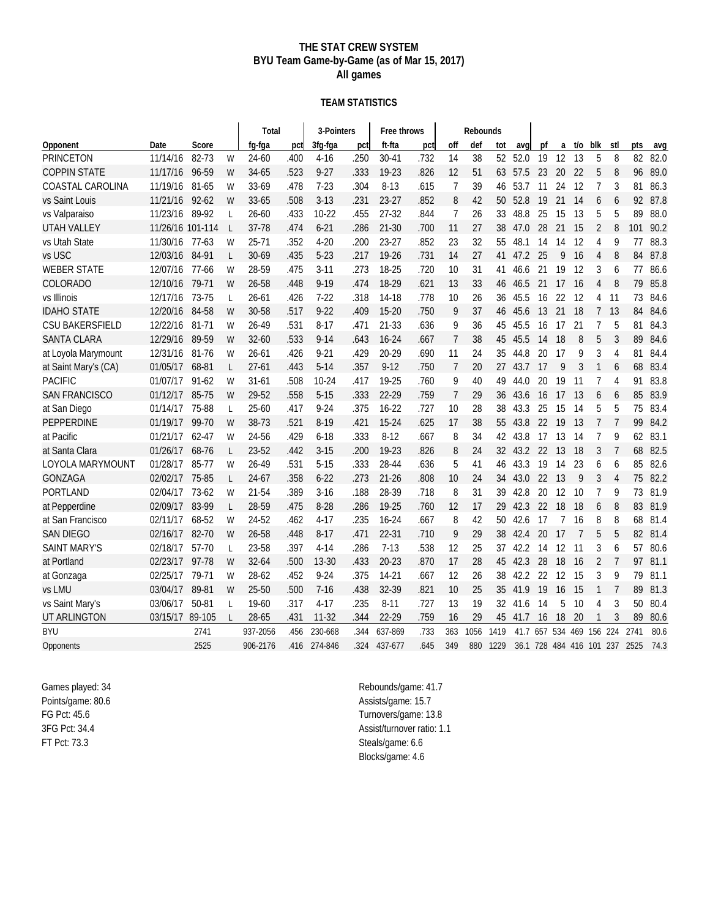# THE STAT CREW SYSTEM
## BYU Team Game-by-Game (as of Mar 15, 2017)
### All games

**TEAM STATISTICS**

| | | | | Total | | 3-Pointers | | Free throws | | Rebounds | | | | | | | | | | |
|---|---|---|---|---|---|---|---|---|---|---|---|---|---|---|---|---|---|---|---|---|
| Opponent | Date | Score | | fg-fga | pct | 3fg-fga | pct | ft-fta | pct | off | def | tot | avg | pf | a | t/o | blk | stl | pts | avg |
| PRINCETON | 11/14/16 | 82-73 | W | 24-60 | .400 | 4-16 | .250 | 30-41 | .732 | 14 | 38 | 52 | 52.0 | 19 | 12 | 13 | 5 | 8 | 82 | 82.0 |
| COPPIN STATE | 11/17/16 | 96-59 | W | 34-65 | .523 | 9-27 | .333 | 19-23 | .826 | 12 | 51 | 63 | 57.5 | 23 | 20 | 22 | 5 | 8 | 96 | 89.0 |
| COASTAL CAROLINA | 11/19/16 | 81-65 | W | 33-69 | .478 | 7-23 | .304 | 8-13 | .615 | 7 | 39 | 46 | 53.7 | 11 | 24 | 12 | 7 | 3 | 81 | 86.3 |
| vs Saint Louis | 11/21/16 | 92-62 | W | 33-65 | .508 | 3-13 | .231 | 23-27 | .852 | 8 | 42 | 50 | 52.8 | 19 | 21 | 14 | 6 | 6 | 92 | 87.8 |
| vs Valparaiso | 11/23/16 | 89-92 | L | 26-60 | .433 | 10-22 | .455 | 27-32 | .844 | 7 | 26 | 33 | 48.8 | 25 | 15 | 13 | 5 | 5 | 89 | 88.0 |
| UTAH VALLEY | 11/26/16 | 101-114 | L | 37-78 | .474 | 6-21 | .286 | 21-30 | .700 | 11 | 27 | 38 | 47.0 | 28 | 21 | 15 | 2 | 8 | 101 | 90.2 |
| vs Utah State | 11/30/16 | 77-63 | W | 25-71 | .352 | 4-20 | .200 | 23-27 | .852 | 23 | 32 | 55 | 48.1 | 14 | 14 | 12 | 4 | 9 | 77 | 88.3 |
| vs USC | 12/03/16 | 84-91 | L | 30-69 | .435 | 5-23 | .217 | 19-26 | .731 | 14 | 27 | 41 | 47.2 | 25 | 9 | 16 | 4 | 8 | 84 | 87.8 |
| WEBER STATE | 12/07/16 | 77-66 | W | 28-59 | .475 | 3-11 | .273 | 18-25 | .720 | 10 | 31 | 41 | 46.6 | 21 | 19 | 12 | 3 | 6 | 77 | 86.6 |
| COLORADO | 12/10/16 | 79-71 | W | 26-58 | .448 | 9-19 | .474 | 18-29 | .621 | 13 | 33 | 46 | 46.5 | 21 | 17 | 16 | 4 | 8 | 79 | 85.8 |
| vs Illinois | 12/17/16 | 73-75 | L | 26-61 | .426 | 7-22 | .318 | 14-18 | .778 | 10 | 26 | 36 | 45.5 | 16 | 22 | 12 | 4 | 11 | 73 | 84.6 |
| IDAHO STATE | 12/20/16 | 84-58 | W | 30-58 | .517 | 9-22 | .409 | 15-20 | .750 | 9 | 37 | 46 | 45.6 | 13 | 21 | 18 | 7 | 13 | 84 | 84.6 |
| CSU BAKERSFIELD | 12/22/16 | 81-71 | W | 26-49 | .531 | 8-17 | .471 | 21-33 | .636 | 9 | 36 | 45 | 45.5 | 16 | 17 | 21 | 7 | 5 | 81 | 84.3 |
| SANTA CLARA | 12/29/16 | 89-59 | W | 32-60 | .533 | 9-14 | .643 | 16-24 | .667 | 7 | 38 | 45 | 45.5 | 14 | 18 | 8 | 5 | 3 | 89 | 84.6 |
| at Loyola Marymount | 12/31/16 | 81-76 | W | 26-61 | .426 | 9-21 | .429 | 20-29 | .690 | 11 | 24 | 35 | 44.8 | 20 | 17 | 9 | 3 | 4 | 81 | 84.4 |
| at Saint Mary's (CA) | 01/05/17 | 68-81 | L | 27-61 | .443 | 5-14 | .357 | 9-12 | .750 | 7 | 20 | 27 | 43.7 | 17 | 9 | 3 | 1 | 6 | 68 | 83.4 |
| PACIFIC | 01/07/17 | 91-62 | W | 31-61 | .508 | 10-24 | .417 | 19-25 | .760 | 9 | 40 | 49 | 44.0 | 20 | 19 | 11 | 7 | 4 | 91 | 83.8 |
| SAN FRANCISCO | 01/12/17 | 85-75 | W | 29-52 | .558 | 5-15 | .333 | 22-29 | .759 | 7 | 29 | 36 | 43.6 | 16 | 17 | 13 | 6 | 6 | 85 | 83.9 |
| at San Diego | 01/14/17 | 75-88 | L | 25-60 | .417 | 9-24 | .375 | 16-22 | .727 | 10 | 28 | 38 | 43.3 | 25 | 15 | 14 | 5 | 5 | 75 | 83.4 |
| PEPPERDINE | 01/19/17 | 99-70 | W | 38-73 | .521 | 8-19 | .421 | 15-24 | .625 | 17 | 38 | 55 | 43.8 | 22 | 19 | 13 | 7 | 7 | 99 | 84.2 |
| at Pacific | 01/21/17 | 62-47 | W | 24-56 | .429 | 6-18 | .333 | 8-12 | .667 | 8 | 34 | 42 | 43.8 | 17 | 13 | 14 | 7 | 9 | 62 | 83.1 |
| at Santa Clara | 01/26/17 | 68-76 | L | 23-52 | .442 | 3-15 | .200 | 19-23 | .826 | 8 | 24 | 32 | 43.2 | 22 | 13 | 18 | 3 | 7 | 68 | 82.5 |
| LOYOLA MARYMOUNT | 01/28/17 | 85-77 | W | 26-49 | .531 | 5-15 | .333 | 28-44 | .636 | 5 | 41 | 46 | 43.3 | 19 | 14 | 23 | 6 | 6 | 85 | 82.6 |
| GONZAGA | 02/02/17 | 75-85 | L | 24-67 | .358 | 6-22 | .273 | 21-26 | .808 | 10 | 24 | 34 | 43.0 | 22 | 13 | 9 | 3 | 4 | 75 | 82.2 |
| PORTLAND | 02/04/17 | 73-62 | W | 21-54 | .389 | 3-16 | .188 | 28-39 | .718 | 8 | 31 | 39 | 42.8 | 20 | 12 | 10 | 7 | 9 | 73 | 81.9 |
| at Pepperdine | 02/09/17 | 83-99 | L | 28-59 | .475 | 8-28 | .286 | 19-25 | .760 | 12 | 17 | 29 | 42.3 | 22 | 18 | 18 | 6 | 8 | 83 | 81.9 |
| at San Francisco | 02/11/17 | 68-52 | W | 24-52 | .462 | 4-17 | .235 | 16-24 | .667 | 8 | 42 | 50 | 42.6 | 17 | 7 | 16 | 8 | 8 | 68 | 81.4 |
| SAN DIEGO | 02/16/17 | 82-70 | W | 26-58 | .448 | 8-17 | .471 | 22-31 | .710 | 9 | 29 | 38 | 42.4 | 20 | 17 | 7 | 5 | 5 | 82 | 81.4 |
| SAINT MARY'S | 02/18/17 | 57-70 | L | 23-58 | .397 | 4-14 | .286 | 7-13 | .538 | 12 | 25 | 37 | 42.2 | 14 | 12 | 11 | 3 | 6 | 57 | 80.6 |
| at Portland | 02/23/17 | 97-78 | W | 32-64 | .500 | 13-30 | .433 | 20-23 | .870 | 17 | 28 | 45 | 42.3 | 28 | 18 | 16 | 2 | 7 | 97 | 81.1 |
| at Gonzaga | 02/25/17 | 79-71 | W | 28-62 | .452 | 9-24 | .375 | 14-21 | .667 | 12 | 26 | 38 | 42.2 | 22 | 12 | 15 | 3 | 9 | 79 | 81.1 |
| vs LMU | 03/04/17 | 89-81 | W | 25-50 | .500 | 7-16 | .438 | 32-39 | .821 | 10 | 25 | 35 | 41.9 | 19 | 16 | 15 | 1 | 7 | 89 | 81.3 |
| vs Saint Mary's | 03/06/17 | 50-81 | L | 19-60 | .317 | 4-17 | .235 | 8-11 | .727 | 13 | 19 | 32 | 41.6 | 14 | 5 | 10 | 4 | 3 | 50 | 80.4 |
| UT ARLINGTON | 03/15/17 | 89-105 | L | 28-65 | .431 | 11-32 | .344 | 22-29 | .759 | 16 | 29 | 45 | 41.7 | 16 | 18 | 20 | 1 | 3 | 89 | 80.6 |
| BYU | | 2741 | | 937-2056 | .456 | 230-668 | .344 | 637-869 | .733 | 363 | 1056 | 1419 | 41.7 | 657 | 534 | 469 | 156 | 224 | 2741 | 80.6 |
| Opponents | | 2525 | | 906-2176 | .416 | 274-846 | .324 | 437-677 | .645 | 349 | 880 | 1229 | 36.1 | 728 | 484 | 416 | 101 | 237 | 2525 | 74.3 |

Games played: 34
Points/game: 80.6
FG Pct: 45.6
3FG Pct: 34.4
FT Pct: 73.3

Rebounds/game: 41.7
Assists/game: 15.7
Turnovers/game: 13.8
Assist/turnover ratio: 1.1
Steals/game: 6.6
Blocks/game: 4.6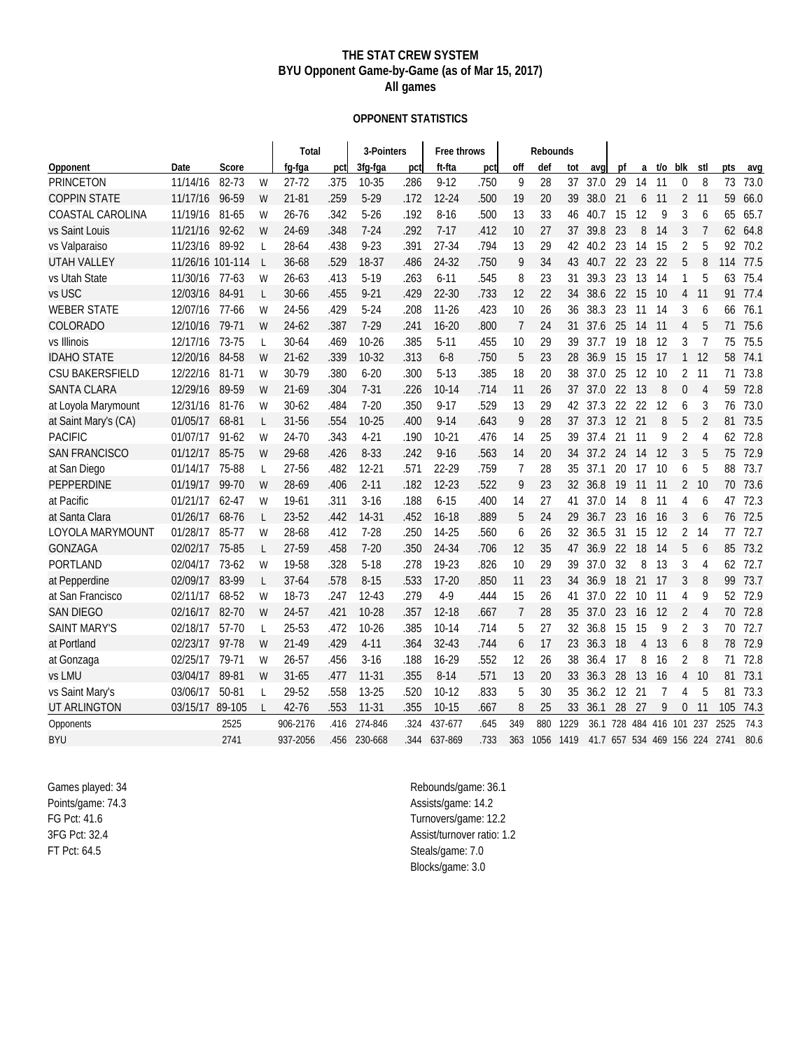# THE STAT CREW SYSTEM
## BYU Opponent Game-by-Game (as of Mar 15, 2017)
## All games

### OPPONENT STATISTICS

| | | | | Total | | 3-Pointers | | Free throws | | Rebounds | | | | | | | | | | |
|---|---|---|---|---|---|---|---|---|---|---|---|---|---|---|---|---|---|---|---|---|
| Opponent | Date | Score | | fg-fga | pct | 3fg-fga | pct | ft-fta | pct | off | def | tot | avg | pf | a | t/o | blk | stl | pts | avg |
| PRINCETON | 11/14/16 | 82-73 | W | 27-72 | .375 | 10-35 | .286 | 9-12 | .750 | 9 | 28 | 37 | 37.0 | 29 | 14 | 11 | 0 | 8 | 73 | 73.0 |
| COPPIN STATE | 11/17/16 | 96-59 | W | 21-81 | .259 | 5-29 | .172 | 12-24 | .500 | 19 | 20 | 39 | 38.0 | 21 | 6 | 11 | 2 | 11 | 59 | 66.0 |
| COASTAL CAROLINA | 11/19/16 | 81-65 | W | 26-76 | .342 | 5-26 | .192 | 8-16 | .500 | 13 | 33 | 46 | 40.7 | 15 | 12 | 9 | 3 | 6 | 65 | 65.7 |
| vs Saint Louis | 11/21/16 | 92-62 | W | 24-69 | .348 | 7-24 | .292 | 7-17 | .412 | 10 | 27 | 37 | 39.8 | 23 | 8 | 14 | 3 | 7 | 62 | 64.8 |
| vs Valparaiso | 11/23/16 | 89-92 | L | 28-64 | .438 | 9-23 | .391 | 27-34 | .794 | 13 | 29 | 42 | 40.2 | 23 | 14 | 15 | 2 | 5 | 92 | 70.2 |
| UTAH VALLEY | 11/26/16 | 101-114 | L | 36-68 | .529 | 18-37 | .486 | 24-32 | .750 | 9 | 34 | 43 | 40.7 | 22 | 23 | 22 | 5 | 8 | 114 | 77.5 |
| vs Utah State | 11/30/16 | 77-63 | W | 26-63 | .413 | 5-19 | .263 | 6-11 | .545 | 8 | 23 | 31 | 39.3 | 23 | 13 | 14 | 1 | 5 | 63 | 75.4 |
| vs USC | 12/03/16 | 84-91 | L | 30-66 | .455 | 9-21 | .429 | 22-30 | .733 | 12 | 22 | 34 | 38.6 | 22 | 15 | 10 | 4 | 11 | 91 | 77.4 |
| WEBER STATE | 12/07/16 | 77-66 | W | 24-56 | .429 | 5-24 | .208 | 11-26 | .423 | 10 | 26 | 36 | 38.3 | 23 | 11 | 14 | 3 | 6 | 66 | 76.1 |
| COLORADO | 12/10/16 | 79-71 | W | 24-62 | .387 | 7-29 | .241 | 16-20 | .800 | 7 | 24 | 31 | 37.6 | 25 | 14 | 11 | 4 | 5 | 71 | 75.6 |
| vs Illinois | 12/17/16 | 73-75 | L | 30-64 | .469 | 10-26 | .385 | 5-11 | .455 | 10 | 29 | 39 | 37.7 | 19 | 18 | 12 | 3 | 7 | 75 | 75.5 |
| IDAHO STATE | 12/20/16 | 84-58 | W | 21-62 | .339 | 10-32 | .313 | 6-8 | .750 | 5 | 23 | 28 | 36.9 | 15 | 15 | 17 | 1 | 12 | 58 | 74.1 |
| CSU BAKERSFIELD | 12/22/16 | 81-71 | W | 30-79 | .380 | 6-20 | .300 | 5-13 | .385 | 18 | 20 | 38 | 37.0 | 25 | 12 | 10 | 2 | 11 | 71 | 73.8 |
| SANTA CLARA | 12/29/16 | 89-59 | W | 21-69 | .304 | 7-31 | .226 | 10-14 | .714 | 11 | 26 | 37 | 37.0 | 22 | 13 | 8 | 0 | 4 | 59 | 72.8 |
| at Loyola Marymount | 12/31/16 | 81-76 | W | 30-62 | .484 | 7-20 | .350 | 9-17 | .529 | 13 | 29 | 42 | 37.3 | 22 | 22 | 12 | 6 | 3 | 76 | 73.0 |
| at Saint Mary's (CA) | 01/05/17 | 68-81 | L | 31-56 | .554 | 10-25 | .400 | 9-14 | .643 | 9 | 28 | 37 | 37.3 | 12 | 21 | 8 | 5 | 2 | 81 | 73.5 |
| PACIFIC | 01/07/17 | 91-62 | W | 24-70 | .343 | 4-21 | .190 | 10-21 | .476 | 14 | 25 | 39 | 37.4 | 21 | 11 | 9 | 2 | 4 | 62 | 72.8 |
| SAN FRANCISCO | 01/12/17 | 85-75 | W | 29-68 | .426 | 8-33 | .242 | 9-16 | .563 | 14 | 20 | 34 | 37.2 | 24 | 14 | 12 | 3 | 5 | 75 | 72.9 |
| at San Diego | 01/14/17 | 75-88 | L | 27-56 | .482 | 12-21 | .571 | 22-29 | .759 | 7 | 28 | 35 | 37.1 | 20 | 17 | 10 | 6 | 5 | 88 | 73.7 |
| PEPPERDINE | 01/19/17 | 99-70 | W | 28-69 | .406 | 2-11 | .182 | 12-23 | .522 | 9 | 23 | 32 | 36.8 | 19 | 11 | 11 | 2 | 10 | 70 | 73.6 |
| at Pacific | 01/21/17 | 62-47 | W | 19-61 | .311 | 3-16 | .188 | 6-15 | .400 | 14 | 27 | 41 | 37.0 | 14 | 8 | 11 | 4 | 6 | 47 | 72.3 |
| at Santa Clara | 01/26/17 | 68-76 | L | 23-52 | .442 | 14-31 | .452 | 16-18 | .889 | 5 | 24 | 29 | 36.7 | 23 | 16 | 16 | 3 | 6 | 76 | 72.5 |
| LOYOLA MARYMOUNT | 01/28/17 | 85-77 | W | 28-68 | .412 | 7-28 | .250 | 14-25 | .560 | 6 | 26 | 32 | 36.5 | 31 | 15 | 12 | 2 | 14 | 77 | 72.7 |
| GONZAGA | 02/02/17 | 75-85 | L | 27-59 | .458 | 7-20 | .350 | 24-34 | .706 | 12 | 35 | 47 | 36.9 | 22 | 18 | 14 | 5 | 6 | 85 | 73.2 |
| PORTLAND | 02/04/17 | 73-62 | W | 19-58 | .328 | 5-18 | .278 | 19-23 | .826 | 10 | 29 | 39 | 37.0 | 32 | 8 | 13 | 3 | 4 | 62 | 72.7 |
| at Pepperdine | 02/09/17 | 83-99 | L | 37-64 | .578 | 8-15 | .533 | 17-20 | .850 | 11 | 23 | 34 | 36.9 | 18 | 21 | 17 | 3 | 8 | 99 | 73.7 |
| at San Francisco | 02/11/17 | 68-52 | W | 18-73 | .247 | 12-43 | .279 | 4-9 | .444 | 15 | 26 | 41 | 37.0 | 22 | 10 | 11 | 4 | 9 | 52 | 72.9 |
| SAN DIEGO | 02/16/17 | 82-70 | W | 24-57 | .421 | 10-28 | .357 | 12-18 | .667 | 7 | 28 | 35 | 37.0 | 23 | 16 | 12 | 2 | 4 | 70 | 72.8 |
| SAINT MARY'S | 02/18/17 | 57-70 | L | 25-53 | .472 | 10-26 | .385 | 10-14 | .714 | 5 | 27 | 32 | 36.8 | 15 | 15 | 9 | 2 | 3 | 70 | 72.7 |
| at Portland | 02/23/17 | 97-78 | W | 21-49 | .429 | 4-11 | .364 | 32-43 | .744 | 6 | 17 | 23 | 36.3 | 18 | 4 | 13 | 6 | 8 | 78 | 72.9 |
| at Gonzaga | 02/25/17 | 79-71 | W | 26-57 | .456 | 3-16 | .188 | 16-29 | .552 | 12 | 26 | 38 | 36.4 | 17 | 8 | 16 | 2 | 8 | 71 | 72.8 |
| vs LMU | 03/04/17 | 89-81 | W | 31-65 | .477 | 11-31 | .355 | 8-14 | .571 | 13 | 20 | 33 | 36.3 | 28 | 13 | 16 | 4 | 10 | 81 | 73.1 |
| vs Saint Mary's | 03/06/17 | 50-81 | L | 29-52 | .558 | 13-25 | .520 | 10-12 | .833 | 5 | 30 | 35 | 36.2 | 12 | 21 | 7 | 4 | 5 | 81 | 73.3 |
| UT ARLINGTON | 03/15/17 | 89-105 | L | 42-76 | .553 | 11-31 | .355 | 10-15 | .667 | 8 | 25 | 33 | 36.1 | 28 | 27 | 9 | 0 | 11 | 105 | 74.3 |
| Opponents | | 2525 | | 906-2176 | .416 | 274-846 | .324 | 437-677 | .645 | 349 | 880 | 1229 | 36.1 | 728 | 484 | 416 | 101 | 237 | 2525 | 74.3 |
| BYU | | 2741 | | 937-2056 | .456 | 230-668 | .344 | 637-869 | .733 | 363 | 1056 | 1419 | 41.7 | 657 | 534 | 469 | 156 | 224 | 2741 | 80.6 |

Games played: 34
Points/game: 74.3
FG Pct: 41.6
3FG Pct: 32.4
FT Pct: 64.5

Rebounds/game: 36.1
Assists/game: 14.2
Turnovers/game: 12.2
Assist/turnover ratio: 1.2
Steals/game: 7.0
Blocks/game: 3.0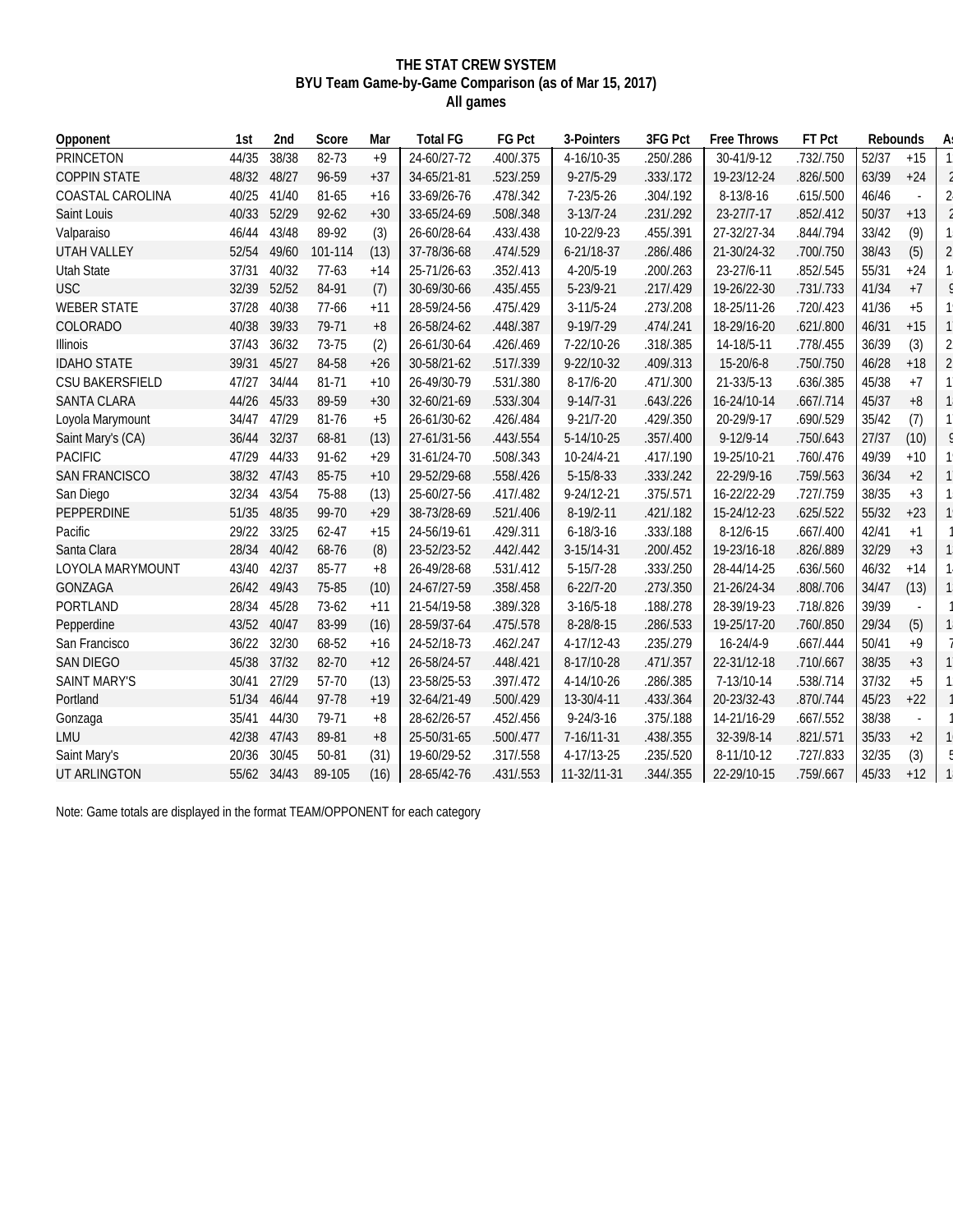**THE STAT CREW SYSTEM**
**BYU Team Game-by-Game Comparison (as of Mar 15, 2017)**
**All games**

| Opponent | 1st | 2nd | Score | Mar | Total FG | FG Pct | 3-Pointers | 3FG Pct | Free Throws | FT Pct | Rebounds | | A |
|---|---|---|---|---|---|---|---|---|---|---|---|---|---|
| PRINCETON | 44/35 | 38/38 | 82-73 | +9 | 24-60/27-72 | .400/.375 | 4-16/10-35 | .250/.286 | 30-41/9-12 | .732/.750 | 52/37 | +15 | 1 |
| COPPIN STATE | 48/32 | 48/27 | 96-59 | +37 | 34-65/21-81 | .523/.259 | 9-27/5-29 | .333/.172 | 19-23/12-24 | .826/.500 | 63/39 | +24 | 2 |
| COASTAL CAROLINA | 40/25 | 41/40 | 81-65 | +16 | 33-69/26-76 | .478/.342 | 7-23/5-26 | .304/.192 | 8-13/8-16 | .615/.500 | 46/46 | - | 2 |
| Saint Louis | 40/33 | 52/29 | 92-62 | +30 | 33-65/24-69 | .508/.348 | 3-13/7-24 | .231/.292 | 23-27/7-17 | .852/.412 | 50/37 | +13 | 2 |
| Valparaiso | 46/44 | 43/48 | 89-92 | (3) | 26-60/28-64 | .433/.438 | 10-22/9-23 | .455/.391 | 27-32/27-34 | .844/.794 | 33/42 | (9) | 1 |
| UTAH VALLEY | 52/54 | 49/60 | 101-114 | (13) | 37-78/36-68 | .474/.529 | 6-21/18-37 | .286/.486 | 21-30/24-32 | .700/.750 | 38/43 | (5) | 2 |
| Utah State | 37/31 | 40/32 | 77-63 | +14 | 25-71/26-63 | .352/.413 | 4-20/5-19 | .200/.263 | 23-27/6-11 | .852/.545 | 55/31 | +24 | 1 |
| USC | 32/39 | 52/52 | 84-91 | (7) | 30-69/30-66 | .435/.455 | 5-23/9-21 | .217/.429 | 19-26/22-30 | .731/.733 | 41/34 | +7 | 9 |
| WEBER STATE | 37/28 | 40/38 | 77-66 | +11 | 28-59/24-56 | .475/.429 | 3-11/5-24 | .273/.208 | 18-25/11-26 | .720/.423 | 41/36 | +5 | 1 |
| COLORADO | 40/38 | 39/33 | 79-71 | +8 | 26-58/24-62 | .448/.387 | 9-19/7-29 | .474/.241 | 18-29/16-20 | .621/.800 | 46/31 | +15 | 1 |
| Illinois | 37/43 | 36/32 | 73-75 | (2) | 26-61/30-64 | .426/.469 | 7-22/10-26 | .318/.385 | 14-18/5-11 | .778/.455 | 36/39 | (3) | 2 |
| IDAHO STATE | 39/31 | 45/27 | 84-58 | +26 | 30-58/21-62 | .517/.339 | 9-22/10-32 | .409/.313 | 15-20/6-8 | .750/.750 | 46/28 | +18 | 2 |
| CSU BAKERSFIELD | 47/27 | 34/44 | 81-71 | +10 | 26-49/30-79 | .531/.380 | 8-17/6-20 | .471/.300 | 21-33/5-13 | .636/.385 | 45/38 | +7 | 1 |
| SANTA CLARA | 44/26 | 45/33 | 89-59 | +30 | 32-60/21-69 | .533/.304 | 9-14/7-31 | .643/.226 | 16-24/10-14 | .667/.714 | 45/37 | +8 | 1 |
| Loyola Marymount | 34/47 | 47/29 | 81-76 | +5 | 26-61/30-62 | .426/.484 | 9-21/7-20 | .429/.350 | 20-29/9-17 | .690/.529 | 35/42 | (7) | 1 |
| Saint Mary's (CA) | 36/44 | 32/37 | 68-81 | (13) | 27-61/31-56 | .443/.554 | 5-14/10-25 | .357/.400 | 9-12/9-14 | .750/.643 | 27/37 | (10) | 9 |
| PACIFIC | 47/29 | 44/33 | 91-62 | +29 | 31-61/24-70 | .508/.343 | 10-24/4-21 | .417/.190 | 19-25/10-21 | .760/.476 | 49/39 | +10 | 1 |
| SAN FRANCISCO | 38/32 | 47/43 | 85-75 | +10 | 29-52/29-68 | .558/.426 | 5-15/8-33 | .333/.242 | 22-29/9-16 | .759/.563 | 36/34 | +2 | 1 |
| San Diego | 32/34 | 43/54 | 75-88 | (13) | 25-60/27-56 | .417/.482 | 9-24/12-21 | .375/.571 | 16-22/22-29 | .727/.759 | 38/35 | +3 | 1 |
| PEPPERDINE | 51/35 | 48/35 | 99-70 | +29 | 38-73/28-69 | .521/.406 | 8-19/2-11 | .421/.182 | 15-24/12-23 | .625/.522 | 55/32 | +23 | 1 |
| Pacific | 29/22 | 33/25 | 62-47 | +15 | 24-56/19-61 | .429/.311 | 6-18/3-16 | .333/.188 | 8-12/6-15 | .667/.400 | 42/41 | +1 | 1 |
| Santa Clara | 28/34 | 40/42 | 68-76 | (8) | 23-52/23-52 | .442/.442 | 3-15/14-31 | .200/.452 | 19-23/16-18 | .826/.889 | 32/29 | +3 | 1 |
| LOYOLA MARYMOUNT | 43/40 | 42/37 | 85-77 | +8 | 26-49/28-68 | .531/.412 | 5-15/7-28 | .333/.250 | 28-44/14-25 | .636/.560 | 46/32 | +14 | 1 |
| GONZAGA | 26/42 | 49/43 | 75-85 | (10) | 24-67/27-59 | .358/.458 | 6-22/7-20 | .273/.350 | 21-26/24-34 | .808/.706 | 34/47 | (13) | 1 |
| PORTLAND | 28/34 | 45/28 | 73-62 | +11 | 21-54/19-58 | .389/.328 | 3-16/5-18 | .188/.278 | 28-39/19-23 | .718/.826 | 39/39 | - | 1 |
| Pepperdine | 43/52 | 40/47 | 83-99 | (16) | 28-59/37-64 | .475/.578 | 8-28/8-15 | .286/.533 | 19-25/17-20 | .760/.850 | 29/34 | (5) | 1 |
| San Francisco | 36/22 | 32/30 | 68-52 | +16 | 24-52/18-73 | .462/.247 | 4-17/12-43 | .235/.279 | 16-24/4-9 | .667/.444 | 50/41 | +9 | 7 |
| SAN DIEGO | 45/38 | 37/32 | 82-70 | +12 | 26-58/24-57 | .448/.421 | 8-17/10-28 | .471/.357 | 22-31/12-18 | .710/.667 | 38/35 | +3 | 1 |
| SAINT MARY'S | 30/41 | 27/29 | 57-70 | (13) | 23-58/25-53 | .397/.472 | 4-14/10-26 | .286/.385 | 7-13/10-14 | .538/.714 | 37/32 | +5 | 1 |
| Portland | 51/34 | 46/44 | 97-78 | +19 | 32-64/21-49 | .500/.429 | 13-30/4-11 | .433/.364 | 20-23/32-43 | .870/.744 | 45/23 | +22 | 1 |
| Gonzaga | 35/41 | 44/30 | 79-71 | +8 | 28-62/26-57 | .452/.456 | 9-24/3-16 | .375/.188 | 14-21/16-29 | .667/.552 | 38/38 | - | 1 |
| LMU | 42/38 | 47/43 | 89-81 | +8 | 25-50/31-65 | .500/.477 | 7-16/11-31 | .438/.355 | 32-39/8-14 | .821/.571 | 35/33 | +2 | 1 |
| Saint Mary's | 20/36 | 30/45 | 50-81 | (31) | 19-60/29-52 | .317/.558 | 4-17/13-25 | .235/.520 | 8-11/10-12 | .727/.833 | 32/35 | (3) | 5 |
| UT ARLINGTON | 55/62 | 34/43 | 89-105 | (16) | 28-65/42-76 | .431/.553 | 11-32/11-31 | .344/.355 | 22-29/10-15 | .759/.667 | 45/33 | +12 | 1 |

Note: Game totals are displayed in the format TEAM/OPPONENT for each category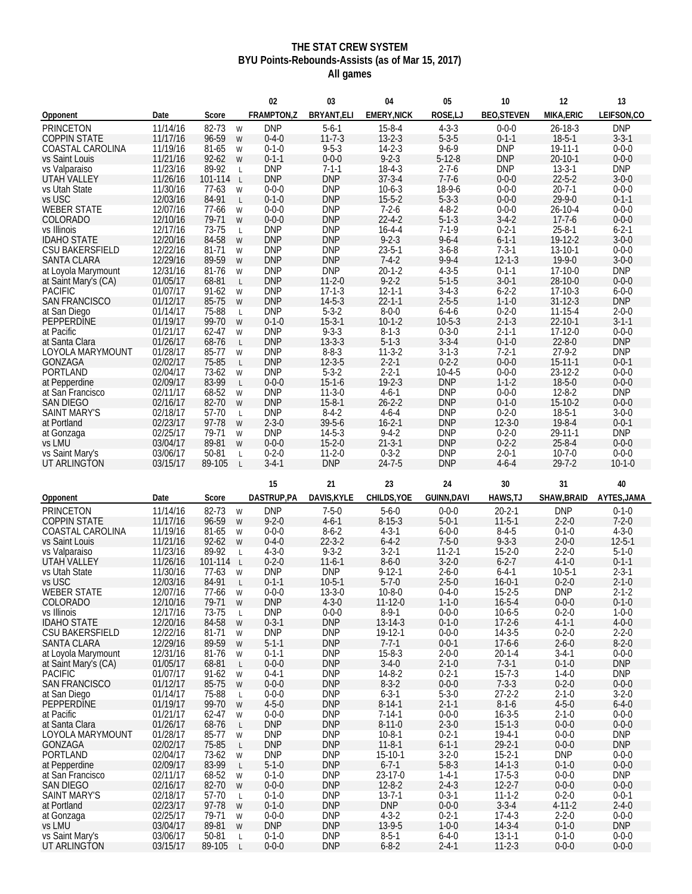# THE STAT CREW SYSTEM
## BYU Points-Rebounds-Assists (as of Mar 15, 2017)
### All games

| Opponent | Date | Score | | 02 FRAMPTON,Z | 03 BRYANT,ELI | 04 EMERY,NICK | 05 ROSE,LJ | 10 BEO,STEVEN | 12 MIKA,ERIC | 13 LEIFSON,CO |
|---|---|---|---|---|---|---|---|---|---|---|
| PRINCETON | 11/14/16 | 82-73 | W | DNP | 5-6-1 | 15-8-4 | 4-3-3 | 0-0-0 | 26-18-3 | DNP |
| COPPIN STATE | 11/17/16 | 96-59 | W | 0-4-0 | 11-7-3 | 13-2-3 | 5-3-5 | 0-1-1 | 18-5-1 | 3-3-1 |
| COASTAL CAROLINA | 11/19/16 | 81-65 | W | 0-1-0 | 9-5-3 | 14-2-3 | 9-6-9 | DNP | 19-11-1 | 0-0-0 |
| vs Saint Louis | 11/21/16 | 92-62 | W | 0-1-1 | 0-0-0 | 9-2-3 | 5-12-8 | DNP | 20-10-1 | 0-0-0 |
| vs Valparaiso | 11/23/16 | 89-92 | L | DNP | 7-1-1 | 18-4-3 | 2-7-6 | DNP | 13-3-1 | DNP |
| UTAH VALLEY | 11/26/16 | 101-114 | L | DNP | DNP | 37-3-4 | 7-7-6 | 0-0-0 | 22-5-2 | 3-0-0 |
| vs Utah State | 11/30/16 | 77-63 | W | 0-0-0 | DNP | 10-6-3 | 18-9-6 | 0-0-0 | 20-7-1 | 0-0-0 |
| vs USC | 12/03/16 | 84-91 | L | 0-1-0 | DNP | 15-5-2 | 5-3-3 | 0-0-0 | 29-9-0 | 0-1-1 |
| WEBER STATE | 12/07/16 | 77-66 | W | 0-0-0 | DNP | 7-2-6 | 4-8-2 | 0-0-0 | 26-10-4 | 0-0-0 |
| COLORADO | 12/10/16 | 79-71 | W | 0-0-0 | DNP | 22-4-2 | 5-1-3 | 3-4-2 | 17-7-6 | 0-0-0 |
| vs Illinois | 12/17/16 | 73-75 | L | DNP | DNP | 16-4-4 | 7-1-9 | 0-2-1 | 25-8-1 | 6-2-1 |
| IDAHO STATE | 12/20/16 | 84-58 | W | DNP | DNP | 9-2-3 | 9-6-4 | 6-1-1 | 19-12-2 | 3-0-0 |
| CSU BAKERSFIELD | 12/22/16 | 81-71 | W | DNP | DNP | 23-5-1 | 3-6-8 | 7-3-1 | 13-10-1 | 0-0-0 |
| SANTA CLARA | 12/29/16 | 89-59 | W | DNP | DNP | 7-4-2 | 9-9-4 | 12-1-3 | 19-9-0 | 3-0-0 |
| at Loyola Marymount | 12/31/16 | 81-76 | W | DNP | DNP | 20-1-2 | 4-3-5 | 0-1-1 | 17-10-0 | DNP |
| at Saint Mary's (CA) | 01/05/17 | 68-81 | L | DNP | 11-2-0 | 9-2-2 | 5-1-5 | 3-0-1 | 28-10-0 | 0-0-0 |
| PACIFIC | 01/07/17 | 91-62 | W | DNP | 17-1-3 | 12-1-1 | 3-4-3 | 6-2-2 | 17-10-3 | 6-0-0 |
| SAN FRANCISCO | 01/12/17 | 85-75 | W | DNP | 14-5-3 | 22-1-1 | 2-5-5 | 1-1-0 | 31-12-3 | DNP |
| at San Diego | 01/14/17 | 75-88 | L | DNP | 5-3-2 | 8-0-0 | 6-4-6 | 0-2-0 | 11-15-4 | 2-0-0 |
| PEPPERDINE | 01/19/17 | 99-70 | W | 0-1-0 | 15-3-1 | 10-1-2 | 10-5-3 | 2-1-3 | 22-10-1 | 3-1-1 |
| at Pacific | 01/21/17 | 62-47 | W | DNP | 9-3-3 | 8-1-3 | 0-3-0 | 2-1-1 | 17-12-0 | 0-0-0 |
| at Santa Clara | 01/26/17 | 68-76 | L | DNP | 13-3-3 | 5-1-3 | 3-3-4 | 0-1-0 | 22-8-0 | DNP |
| LOYOLA MARYMOUNT | 01/28/17 | 85-77 | W | DNP | 8-8-3 | 11-3-2 | 3-1-3 | 7-2-1 | 27-9-2 | DNP |
| GONZAGA | 02/02/17 | 75-85 | L | DNP | 12-3-5 | 2-2-1 | 0-2-2 | 0-0-0 | 15-11-1 | 0-0-1 |
| PORTLAND | 02/04/17 | 73-62 | W | DNP | 5-3-2 | 2-2-1 | 10-4-5 | 0-0-0 | 23-12-2 | 0-0-0 |
| at Pepperdine | 02/09/17 | 83-99 | L | 0-0-0 | 15-1-6 | 19-2-3 | DNP | 1-1-2 | 18-5-0 | 0-0-0 |
| at San Francisco | 02/11/17 | 68-52 | W | DNP | 11-3-0 | 4-6-1 | DNP | 0-0-0 | 12-8-2 | DNP |
| SAN DIEGO | 02/16/17 | 82-70 | W | DNP | 15-8-1 | 26-2-2 | DNP | 0-1-0 | 15-10-2 | 0-0-0 |
| SAINT MARY'S | 02/18/17 | 57-70 | L | DNP | 8-4-2 | 4-6-4 | DNP | 0-2-0 | 18-5-1 | 3-0-0 |
| at Portland | 02/23/17 | 97-78 | W | 2-3-0 | 39-5-6 | 16-2-1 | DNP | 12-3-0 | 19-8-4 | 0-0-1 |
| at Gonzaga | 02/25/17 | 79-71 | W | DNP | 14-5-3 | 9-4-2 | DNP | 0-2-0 | 29-11-1 | DNP |
| vs LMU | 03/04/17 | 89-81 | W | 0-0-0 | 15-2-0 | 21-3-1 | DNP | 0-2-2 | 25-8-4 | 0-0-0 |
| vs Saint Mary's | 03/06/17 | 50-81 | L | 0-2-0 | 11-2-0 | 0-3-2 | DNP | 2-0-1 | 10-7-0 | 0-0-0 |
| UT ARLINGTON | 03/15/17 | 89-105 | L | 3-4-1 | DNP | 24-7-5 | DNP | 4-6-4 | 29-7-2 | 10-1-0 |

| Opponent | Date | Score | | 15 DASTRUP,PA | 21 DAVIS,KYLE | 23 CHILDS,YOE | 24 GUINN,DAVI | 30 HAWS,TJ | 31 SHAW,BRAID | 40 AYTES,JAMA |
|---|---|---|---|---|---|---|---|---|---|---|
| PRINCETON | 11/14/16 | 82-73 | W | DNP | 7-5-0 | 5-6-0 | 0-0-0 | 20-2-1 | DNP | 0-1-0 |
| COPPIN STATE | 11/17/16 | 96-59 | W | 9-2-0 | 4-6-1 | 8-15-3 | 5-0-1 | 11-5-1 | 2-2-0 | 7-2-0 |
| COASTAL CAROLINA | 11/19/16 | 81-65 | W | 0-0-0 | 8-6-2 | 4-3-1 | 6-0-0 | 8-4-5 | 0-1-0 | 4-3-0 |
| vs Saint Louis | 11/21/16 | 92-62 | W | 0-4-0 | 22-3-2 | 6-4-2 | 7-5-0 | 9-3-3 | 2-0-0 | 12-5-1 |
| vs Valparaiso | 11/23/16 | 89-92 | L | 4-3-0 | 9-3-2 | 3-2-1 | 11-2-1 | 15-2-0 | 2-2-0 | 5-1-0 |
| UTAH VALLEY | 11/26/16 | 101-114 | L | 0-2-0 | 11-6-1 | 8-6-0 | 3-2-0 | 6-2-7 | 4-1-0 | 0-1-1 |
| vs Utah State | 11/30/16 | 77-63 | W | DNP | DNP | 9-12-1 | 2-6-0 | 6-4-1 | 10-5-1 | 2-3-1 |
| vs USC | 12/03/16 | 84-91 | L | 0-1-1 | 10-5-1 | 5-7-0 | 2-5-0 | 16-0-1 | 0-2-0 | 2-1-0 |
| WEBER STATE | 12/07/16 | 77-66 | W | 0-0-0 | 13-3-0 | 10-8-0 | 0-4-0 | 15-2-5 | DNP | 2-1-2 |
| COLORADO | 12/10/16 | 79-71 | W | DNP | 4-3-0 | 11-12-0 | 1-1-0 | 16-5-4 | 0-0-0 | 0-1-0 |
| vs Illinois | 12/17/16 | 73-75 | L | DNP | 0-0-0 | 8-9-1 | 0-0-0 | 10-6-5 | 0-2-0 | 1-0-0 |
| IDAHO STATE | 12/20/16 | 84-58 | W | 0-3-1 | DNP | 13-14-3 | 0-1-0 | 17-2-6 | 4-1-1 | 4-0-0 |
| CSU BAKERSFIELD | 12/22/16 | 81-71 | W | DNP | DNP | 19-12-1 | 0-0-0 | 14-3-5 | 0-2-0 | 2-2-0 |
| SANTA CLARA | 12/29/16 | 89-59 | W | 5-1-1 | DNP | 7-7-1 | 0-0-1 | 17-6-6 | 2-6-0 | 8-2-0 |
| at Loyola Marymount | 12/31/16 | 81-76 | W | 0-1-1 | DNP | 15-8-3 | 2-0-0 | 20-1-4 | 3-4-1 | 0-0-0 |
| at Saint Mary's (CA) | 01/05/17 | 68-81 | L | 0-0-0 | DNP | 3-4-0 | 2-1-0 | 7-3-1 | 0-1-0 | DNP |
| PACIFIC | 01/07/17 | 91-62 | W | 0-4-1 | DNP | 14-8-2 | 0-2-1 | 15-7-3 | 1-4-0 | DNP |
| SAN FRANCISCO | 01/12/17 | 85-75 | W | 0-0-0 | DNP | 8-3-2 | 0-0-0 | 7-3-3 | 0-2-0 | 0-0-0 |
| at San Diego | 01/14/17 | 75-88 | L | 0-0-0 | DNP | 6-3-1 | 5-3-0 | 27-2-2 | 2-1-0 | 3-2-0 |
| PEPPERDINE | 01/19/17 | 99-70 | W | 4-5-0 | DNP | 8-14-1 | 2-1-1 | 8-1-6 | 4-5-0 | 6-4-0 |
| at Pacific | 01/21/17 | 62-47 | W | 0-0-0 | DNP | 7-14-1 | 0-0-0 | 16-3-5 | 2-1-0 | 0-0-0 |
| at Santa Clara | 01/26/17 | 68-76 | L | DNP | DNP | 8-11-0 | 2-3-0 | 15-1-3 | 0-0-0 | 0-0-0 |
| LOYOLA MARYMOUNT | 01/28/17 | 85-77 | W | DNP | DNP | 10-8-1 | 0-2-1 | 19-4-1 | 0-0-0 | DNP |
| GONZAGA | 02/02/17 | 75-85 | L | DNP | DNP | 11-8-1 | 6-1-1 | 29-2-1 | 0-0-0 | DNP |
| PORTLAND | 02/04/17 | 73-62 | W | DNP | DNP | 15-10-1 | 3-2-0 | 15-2-1 | DNP | 0-0-0 |
| at Pepperdine | 02/09/17 | 83-99 | L | 5-1-0 | DNP | 6-7-1 | 5-8-3 | 14-1-3 | 0-1-0 | 0-0-0 |
| at San Francisco | 02/11/17 | 68-52 | W | 0-1-0 | DNP | 23-17-0 | 1-4-1 | 17-5-3 | 0-0-0 | DNP |
| SAN DIEGO | 02/16/17 | 82-70 | W | 0-0-0 | DNP | 12-8-2 | 2-4-3 | 12-2-7 | 0-0-0 | 0-0-0 |
| SAINT MARY'S | 02/18/17 | 57-70 | L | 0-1-0 | DNP | 13-7-1 | 0-3-1 | 11-1-2 | 0-2-0 | 0-0-1 |
| at Portland | 02/23/17 | 97-78 | W | 0-1-0 | DNP | DNP | 0-0-0 | 3-3-4 | 4-11-2 | 2-4-0 |
| at Gonzaga | 02/25/17 | 79-71 | W | 0-0-0 | DNP | 4-3-2 | 0-2-1 | 17-4-3 | 2-2-0 | 0-0-0 |
| vs LMU | 03/04/17 | 89-81 | W | DNP | DNP | 13-9-5 | 1-0-0 | 14-3-4 | 0-1-0 | DNP |
| vs Saint Mary's | 03/06/17 | 50-81 | L | 0-1-0 | DNP | 8-5-1 | 6-4-0 | 13-1-1 | 0-1-0 | 0-0-0 |
| UT ARLINGTON | 03/15/17 | 89-105 | L | 0-0-0 | DNP | 6-8-2 | 2-4-1 | 11-2-3 | 0-0-0 | 0-0-0 |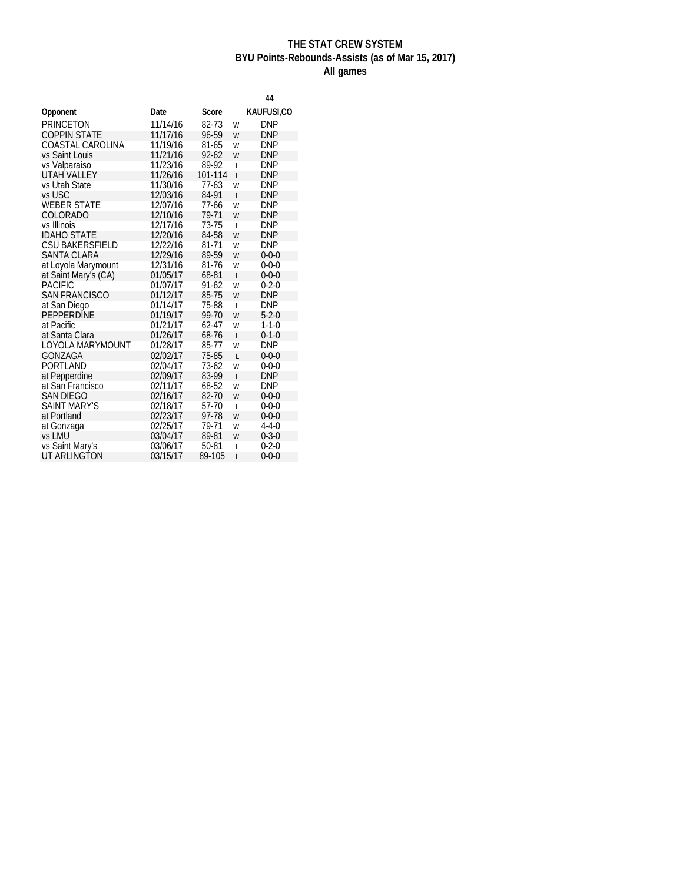**THE STAT CREW SYSTEM**
**BYU Points-Rebounds-Assists (as of Mar 15, 2017)**
**All games**

| Opponent | Date | Score | | 44 KAUFUSI,CO |
|---|---|---|---|---|
| PRINCETON | 11/14/16 | 82-73 | W | DNP |
| COPPIN STATE | 11/17/16 | 96-59 | W | DNP |
| COASTAL CAROLINA | 11/19/16 | 81-65 | W | DNP |
| vs Saint Louis | 11/21/16 | 92-62 | W | DNP |
| vs Valparaiso | 11/23/16 | 89-92 | L | DNP |
| UTAH VALLEY | 11/26/16 | 101-114 | L | DNP |
| vs Utah State | 11/30/16 | 77-63 | W | DNP |
| vs USC | 12/03/16 | 84-91 | L | DNP |
| WEBER STATE | 12/07/16 | 77-66 | W | DNP |
| COLORADO | 12/10/16 | 79-71 | W | DNP |
| vs Illinois | 12/17/16 | 73-75 | L | DNP |
| IDAHO STATE | 12/20/16 | 84-58 | W | DNP |
| CSU BAKERSFIELD | 12/22/16 | 81-71 | W | DNP |
| SANTA CLARA | 12/29/16 | 89-59 | W | 0-0-0 |
| at Loyola Marymount | 12/31/16 | 81-76 | W | 0-0-0 |
| at Saint Mary's (CA) | 01/05/17 | 68-81 | L | 0-0-0 |
| PACIFIC | 01/07/17 | 91-62 | W | 0-2-0 |
| SAN FRANCISCO | 01/12/17 | 85-75 | W | DNP |
| at San Diego | 01/14/17 | 75-88 | L | DNP |
| PEPPERDINE | 01/19/17 | 99-70 | W | 5-2-0 |
| at Pacific | 01/21/17 | 62-47 | W | 1-1-0 |
| at Santa Clara | 01/26/17 | 68-76 | L | 0-1-0 |
| LOYOLA MARYMOUNT | 01/28/17 | 85-77 | W | DNP |
| GONZAGA | 02/02/17 | 75-85 | L | 0-0-0 |
| PORTLAND | 02/04/17 | 73-62 | W | 0-0-0 |
| at Pepperdine | 02/09/17 | 83-99 | L | DNP |
| at San Francisco | 02/11/17 | 68-52 | W | DNP |
| SAN DIEGO | 02/16/17 | 82-70 | W | 0-0-0 |
| SAINT MARY'S | 02/18/17 | 57-70 | L | 0-0-0 |
| at Portland | 02/23/17 | 97-78 | W | 0-0-0 |
| at Gonzaga | 02/25/17 | 79-71 | W | 4-4-0 |
| vs LMU | 03/04/17 | 89-81 | W | 0-3-0 |
| vs Saint Mary's | 03/06/17 | 50-81 | L | 0-2-0 |
| UT ARLINGTON | 03/15/17 | 89-105 | L | 0-0-0 |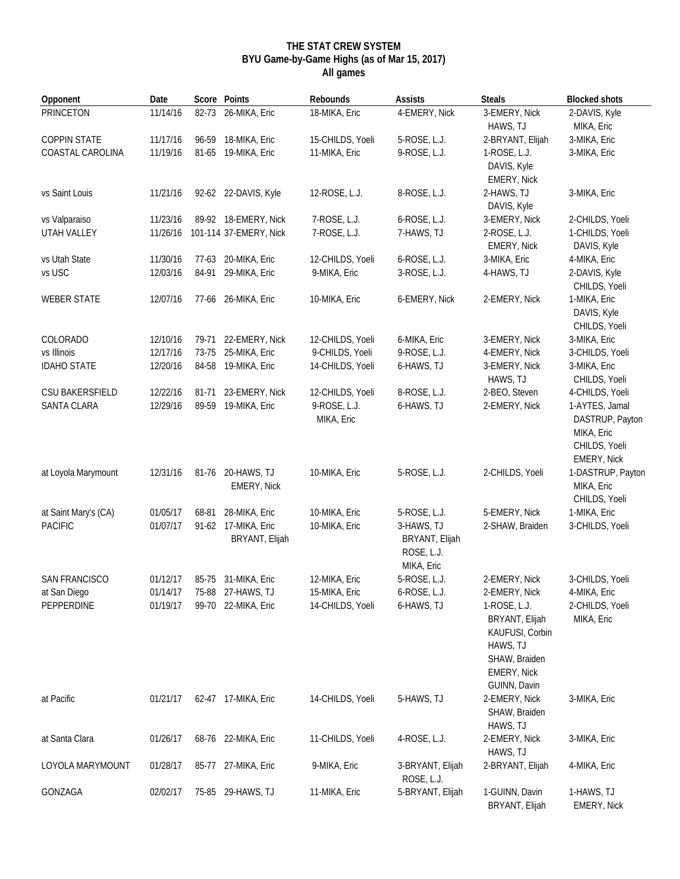**THE STAT CREW SYSTEM**
**BYU Game-by-Game Highs (as of Mar 15, 2017)**
**All games**

| Opponent | Date | Score | Points | Rebounds | Assists | Steals | Blocked shots |
|---|---|---|---|---|---|---|---|
| PRINCETON | 11/14/16 | 82-73 | 26-MIKA, Eric | 18-MIKA, Eric | 4-EMERY, Nick | 3-EMERY, Nick<br>HAWS, TJ | 2-DAVIS, Kyle<br>MIKA, Eric |
| COPPIN STATE | 11/17/16 | 96-59 | 18-MIKA, Eric | 15-CHILDS, Yoeli | 5-ROSE, L.J. | 2-BRYANT, Elijah | 3-MIKA, Eric |
| COASTAL CAROLINA | 11/19/16 | 81-65 | 19-MIKA, Eric | 11-MIKA, Eric | 9-ROSE, L.J. | 1-ROSE, L.J.<br>DAVIS, Kyle<br>EMERY, Nick | 3-MIKA, Eric |
| vs Saint Louis | 11/21/16 | 92-62 | 22-DAVIS, Kyle | 12-ROSE, L.J. | 8-ROSE, L.J. | 2-HAWS, TJ<br>DAVIS, Kyle | 3-MIKA, Eric |
| vs Valparaiso | 11/23/16 | 89-92 | 18-EMERY, Nick | 7-ROSE, L.J. | 6-ROSE, L.J. | 3-EMERY, Nick | 2-CHILDS, Yoeli |
| UTAH VALLEY | 11/26/16 | 101-114 | 37-EMERY, Nick | 7-ROSE, L.J. | 7-HAWS, TJ | 2-ROSE, L.J.<br>EMERY, Nick | 1-CHILDS, Yoeli<br>DAVIS, Kyle |
| vs Utah State | 11/30/16 | 77-63 | 20-MIKA, Eric | 12-CHILDS, Yoeli | 6-ROSE, L.J. | 3-MIKA, Eric | 4-MIKA, Eric |
| vs USC | 12/03/16 | 84-91 | 29-MIKA, Eric | 9-MIKA, Eric | 3-ROSE, L.J. | 4-HAWS, TJ | 2-DAVIS, Kyle<br>CHILDS, Yoeli |
| WEBER STATE | 12/07/16 | 77-66 | 26-MIKA, Eric | 10-MIKA, Eric | 6-EMERY, Nick | 2-EMERY, Nick | 1-MIKA, Eric<br>DAVIS, Kyle<br>CHILDS, Yoeli |
| COLORADO | 12/10/16 | 79-71 | 22-EMERY, Nick | 12-CHILDS, Yoeli | 6-MIKA, Eric | 3-EMERY, Nick | 3-MIKA, Eric |
| vs Illinois | 12/17/16 | 73-75 | 25-MIKA, Eric | 9-CHILDS, Yoeli | 9-ROSE, L.J. | 4-EMERY, Nick | 3-CHILDS, Yoeli |
| IDAHO STATE | 12/20/16 | 84-58 | 19-MIKA, Eric | 14-CHILDS, Yoeli | 6-HAWS, TJ | 3-EMERY, Nick<br>HAWS, TJ | 3-MIKA, Eric<br>CHILDS, Yoeli |
| CSU BAKERSFIELD | 12/22/16 | 81-71 | 23-EMERY, Nick | 12-CHILDS, Yoeli | 8-ROSE, L.J. | 2-BEO, Steven | 4-CHILDS, Yoeli |
| SANTA CLARA | 12/29/16 | 89-59 | 19-MIKA, Eric | 9-ROSE, L.J.<br>MIKA, Eric | 6-HAWS, TJ | 2-EMERY, Nick | 1-AYTES, Jamal<br>DASTRUP, Payton<br>MIKA, Eric<br>CHILDS, Yoeli<br>EMERY, Nick |
| at Loyola Marymount | 12/31/16 | 81-76 | 20-HAWS, TJ<br>EMERY, Nick | 10-MIKA, Eric | 5-ROSE, L.J. | 2-CHILDS, Yoeli | 1-DASTRUP, Payton<br>MIKA, Eric<br>CHILDS, Yoeli |
| at Saint Mary's (CA) | 01/05/17 | 68-81 | 28-MIKA, Eric | 10-MIKA, Eric | 5-ROSE, L.J. | 5-EMERY, Nick | 1-MIKA, Eric |
| PACIFIC | 01/07/17 | 91-62 | 17-MIKA, Eric<br>BRYANT, Elijah | 10-MIKA, Eric | 3-HAWS, TJ<br>BRYANT, Elijah<br>ROSE, L.J.<br>MIKA, Eric | 2-SHAW, Braiden | 3-CHILDS, Yoeli |
| SAN FRANCISCO | 01/12/17 | 85-75 | 31-MIKA, Eric | 12-MIKA, Eric | 5-ROSE, L.J. | 2-EMERY, Nick | 3-CHILDS, Yoeli |
| at San Diego | 01/14/17 | 75-88 | 27-HAWS, TJ | 15-MIKA, Eric | 6-ROSE, L.J. | 2-EMERY, Nick | 4-MIKA, Eric |
| PEPPERDINE | 01/19/17 | 99-70 | 22-MIKA, Eric | 14-CHILDS, Yoeli | 6-HAWS, TJ | 1-ROSE, L.J.<br>BRYANT, Elijah<br>KAUFUSI, Corbin<br>HAWS, TJ<br>SHAW, Braiden<br>EMERY, Nick<br>GUINN, Davin | 2-CHILDS, Yoeli<br>MIKA, Eric |
| at Pacific | 01/21/17 | 62-47 | 17-MIKA, Eric | 14-CHILDS, Yoeli | 5-HAWS, TJ | 2-EMERY, Nick<br>SHAW, Braiden<br>HAWS, TJ | 3-MIKA, Eric |
| at Santa Clara | 01/26/17 | 68-76 | 22-MIKA, Eric | 11-CHILDS, Yoeli | 4-ROSE, L.J. | 2-EMERY, Nick<br>HAWS, TJ | 3-MIKA, Eric |
| LOYOLA MARYMOUNT | 01/28/17 | 85-77 | 27-MIKA, Eric | 9-MIKA, Eric | 3-BRYANT, Elijah<br>ROSE, L.J. | 2-BRYANT, Elijah | 4-MIKA, Eric |
| GONZAGA | 02/02/17 | 75-85 | 29-HAWS, TJ | 11-MIKA, Eric | 5-BRYANT, Elijah | 1-GUINN, Davin<br>BRYANT, Elijah | 1-HAWS, TJ<br>EMERY, Nick |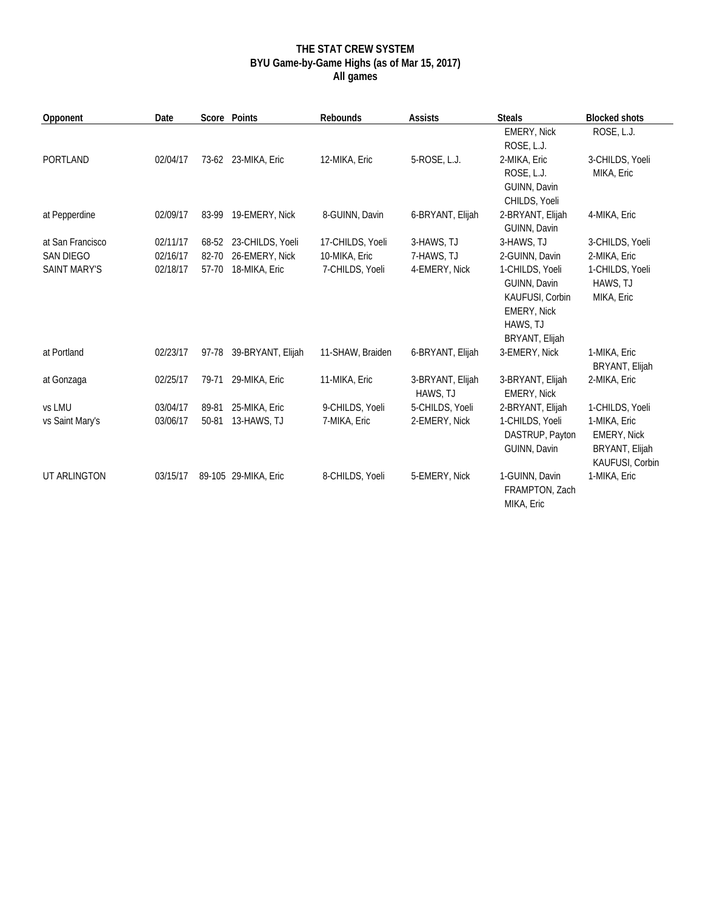**THE STAT CREW SYSTEM**
**BYU Game-by-Game Highs (as of Mar 15, 2017)**
**All games**

| Opponent | Date | Score | Points | Rebounds | Assists | Steals | Blocked shots |
|---|---|---|---|---|---|---|---|
| | | | | | | EMERY, Nick<br>ROSE, L.J. | ROSE, L.J. |
| PORTLAND | 02/04/17 | 73-62 | 23-MIKA, Eric | 12-MIKA, Eric | 5-ROSE, L.J. | 2-MIKA, Eric<br>ROSE, L.J.<br>GUINN, Davin<br>CHILDS, Yoeli | 3-CHILDS, Yoeli<br>MIKA, Eric |
| at Pepperdine | 02/09/17 | 83-99 | 19-EMERY, Nick | 8-GUINN, Davin | 6-BRYANT, Elijah | 2-BRYANT, Elijah<br>GUINN, Davin | 4-MIKA, Eric |
| at San Francisco | 02/11/17 | 68-52 | 23-CHILDS, Yoeli | 17-CHILDS, Yoeli | 3-HAWS, TJ | 3-HAWS, TJ | 3-CHILDS, Yoeli |
| SAN DIEGO | 02/16/17 | 82-70 | 26-EMERY, Nick | 10-MIKA, Eric | 7-HAWS, TJ | 2-GUINN, Davin | 2-MIKA, Eric |
| SAINT MARY'S | 02/18/17 | 57-70 | 18-MIKA, Eric | 7-CHILDS, Yoeli | 4-EMERY, Nick | 1-CHILDS, Yoeli<br>GUINN, Davin<br>KAUFUSI, Corbin<br>EMERY, Nick<br>HAWS, TJ<br>BRYANT, Elijah | 1-CHILDS, Yoeli<br>HAWS, TJ<br>MIKA, Eric |
| at Portland | 02/23/17 | 97-78 | 39-BRYANT, Elijah | 11-SHAW, Braiden | 6-BRYANT, Elijah | 3-EMERY, Nick | 1-MIKA, Eric<br>BRYANT, Elijah |
| at Gonzaga | 02/25/17 | 79-71 | 29-MIKA, Eric | 11-MIKA, Eric | 3-BRYANT, Elijah<br>HAWS, TJ | 3-BRYANT, Elijah<br>EMERY, Nick | 2-MIKA, Eric |
| vs LMU | 03/04/17 | 89-81 | 25-MIKA, Eric | 9-CHILDS, Yoeli | 5-CHILDS, Yoeli | 2-BRYANT, Elijah | 1-CHILDS, Yoeli |
| vs Saint Mary's | 03/06/17 | 50-81 | 13-HAWS, TJ | 7-MIKA, Eric | 2-EMERY, Nick | 1-CHILDS, Yoeli<br>DASTRUP, Payton<br>GUINN, Davin | 1-MIKA, Eric<br>EMERY, Nick<br>BRYANT, Elijah<br>KAUFUSI, Corbin |
| UT ARLINGTON | 03/15/17 | 89-105 | 29-MIKA, Eric | 8-CHILDS, Yoeli | 5-EMERY, Nick | 1-GUINN, Davin<br>FRAMPTON, Zach<br>MIKA, Eric | 1-MIKA, Eric |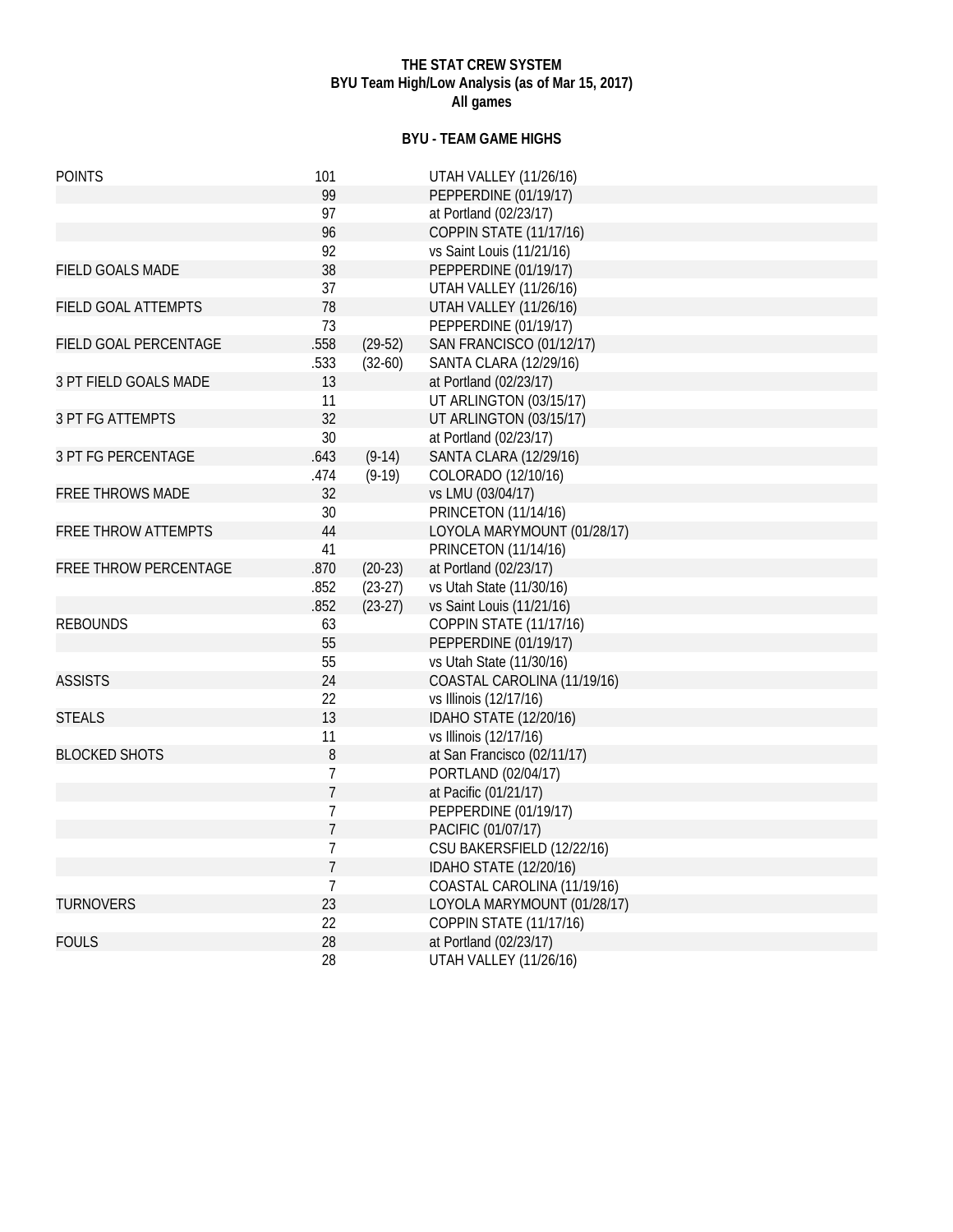**THE STAT CREW SYSTEM**
**BYU Team High/Low Analysis (as of Mar 15, 2017)**
**All games**

**BYU - TEAM GAME HIGHS**

| Category | Value | | Game |
|---|---|---|---|
| POINTS | 101 | | UTAH VALLEY (11/26/16) |
| | 99 | | PEPPERDINE (01/19/17) |
| | 97 | | at Portland (02/23/17) |
| | 96 | | COPPIN STATE (11/17/16) |
| | 92 | | vs Saint Louis (11/21/16) |
| FIELD GOALS MADE | 38 | | PEPPERDINE (01/19/17) |
| | 37 | | UTAH VALLEY (11/26/16) |
| FIELD GOAL ATTEMPTS | 78 | | UTAH VALLEY (11/26/16) |
| | 73 | | PEPPERDINE (01/19/17) |
| FIELD GOAL PERCENTAGE | .558 | (29-52) | SAN FRANCISCO (01/12/17) |
| | .533 | (32-60) | SANTA CLARA (12/29/16) |
| 3 PT FIELD GOALS MADE | 13 | | at Portland (02/23/17) |
| | 11 | | UT ARLINGTON (03/15/17) |
| 3 PT FG ATTEMPTS | 32 | | UT ARLINGTON (03/15/17) |
| | 30 | | at Portland (02/23/17) |
| 3 PT FG PERCENTAGE | .643 | (9-14) | SANTA CLARA (12/29/16) |
| | .474 | (9-19) | COLORADO (12/10/16) |
| FREE THROWS MADE | 32 | | vs LMU (03/04/17) |
| | 30 | | PRINCETON (11/14/16) |
| FREE THROW ATTEMPTS | 44 | | LOYOLA MARYMOUNT (01/28/17) |
| | 41 | | PRINCETON (11/14/16) |
| FREE THROW PERCENTAGE | .870 | (20-23) | at Portland (02/23/17) |
| | .852 | (23-27) | vs Utah State (11/30/16) |
| | .852 | (23-27) | vs Saint Louis (11/21/16) |
| REBOUNDS | 63 | | COPPIN STATE (11/17/16) |
| | 55 | | PEPPERDINE (01/19/17) |
| | 55 | | vs Utah State (11/30/16) |
| ASSISTS | 24 | | COASTAL CAROLINA (11/19/16) |
| | 22 | | vs Illinois (12/17/16) |
| STEALS | 13 | | IDAHO STATE (12/20/16) |
| | 11 | | vs Illinois (12/17/16) |
| BLOCKED SHOTS | 8 | | at San Francisco (02/11/17) |
| | 7 | | PORTLAND (02/04/17) |
| | 7 | | at Pacific (01/21/17) |
| | 7 | | PEPPERDINE (01/19/17) |
| | 7 | | PACIFIC (01/07/17) |
| | 7 | | CSU BAKERSFIELD (12/22/16) |
| | 7 | | IDAHO STATE (12/20/16) |
| | 7 | | COASTAL CAROLINA (11/19/16) |
| TURNOVERS | 23 | | LOYOLA MARYMOUNT (01/28/17) |
| | 22 | | COPPIN STATE (11/17/16) |
| FOULS | 28 | | at Portland (02/23/17) |
| | 28 | | UTAH VALLEY (11/26/16) |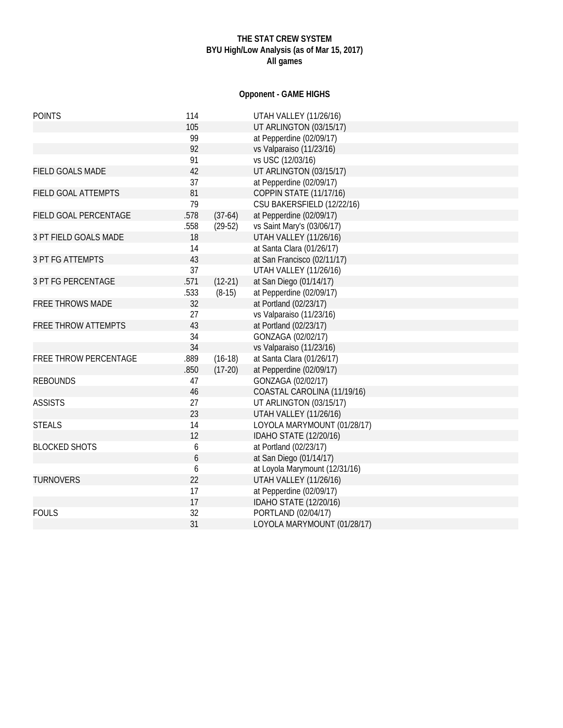**THE STAT CREW SYSTEM**
**BYU High/Low Analysis (as of Mar 15, 2017)**
**All games**

**Opponent - GAME HIGHS**

| | | | |
|---|---|---|---|
| POINTS | 114 | | UTAH VALLEY (11/26/16) |
| | 105 | | UT ARLINGTON (03/15/17) |
| | 99 | | at Pepperdine (02/09/17) |
| | 92 | | vs Valparaiso (11/23/16) |
| | 91 | | vs USC (12/03/16) |
| FIELD GOALS MADE | 42 | | UT ARLINGTON (03/15/17) |
| | 37 | | at Pepperdine (02/09/17) |
| FIELD GOAL ATTEMPTS | 81 | | COPPIN STATE (11/17/16) |
| | 79 | | CSU BAKERSFIELD (12/22/16) |
| FIELD GOAL PERCENTAGE | .578 | (37-64) | at Pepperdine (02/09/17) |
| | .558 | (29-52) | vs Saint Mary's (03/06/17) |
| 3 PT FIELD GOALS MADE | 18 | | UTAH VALLEY (11/26/16) |
| | 14 | | at Santa Clara (01/26/17) |
| 3 PT FG ATTEMPTS | 43 | | at San Francisco (02/11/17) |
| | 37 | | UTAH VALLEY (11/26/16) |
| 3 PT FG PERCENTAGE | .571 | (12-21) | at San Diego (01/14/17) |
| | .533 | (8-15) | at Pepperdine (02/09/17) |
| FREE THROWS MADE | 32 | | at Portland (02/23/17) |
| | 27 | | vs Valparaiso (11/23/16) |
| FREE THROW ATTEMPTS | 43 | | at Portland (02/23/17) |
| | 34 | | GONZAGA (02/02/17) |
| | 34 | | vs Valparaiso (11/23/16) |
| FREE THROW PERCENTAGE | .889 | (16-18) | at Santa Clara (01/26/17) |
| | .850 | (17-20) | at Pepperdine (02/09/17) |
| REBOUNDS | 47 | | GONZAGA (02/02/17) |
| | 46 | | COASTAL CAROLINA (11/19/16) |
| ASSISTS | 27 | | UT ARLINGTON (03/15/17) |
| | 23 | | UTAH VALLEY (11/26/16) |
| STEALS | 14 | | LOYOLA MARYMOUNT (01/28/17) |
| | 12 | | IDAHO STATE (12/20/16) |
| BLOCKED SHOTS | 6 | | at Portland (02/23/17) |
| | 6 | | at San Diego (01/14/17) |
| | 6 | | at Loyola Marymount (12/31/16) |
| TURNOVERS | 22 | | UTAH VALLEY (11/26/16) |
| | 17 | | at Pepperdine (02/09/17) |
| | 17 | | IDAHO STATE (12/20/16) |
| FOULS | 32 | | PORTLAND (02/04/17) |
| | 31 | | LOYOLA MARYMOUNT (01/28/17) |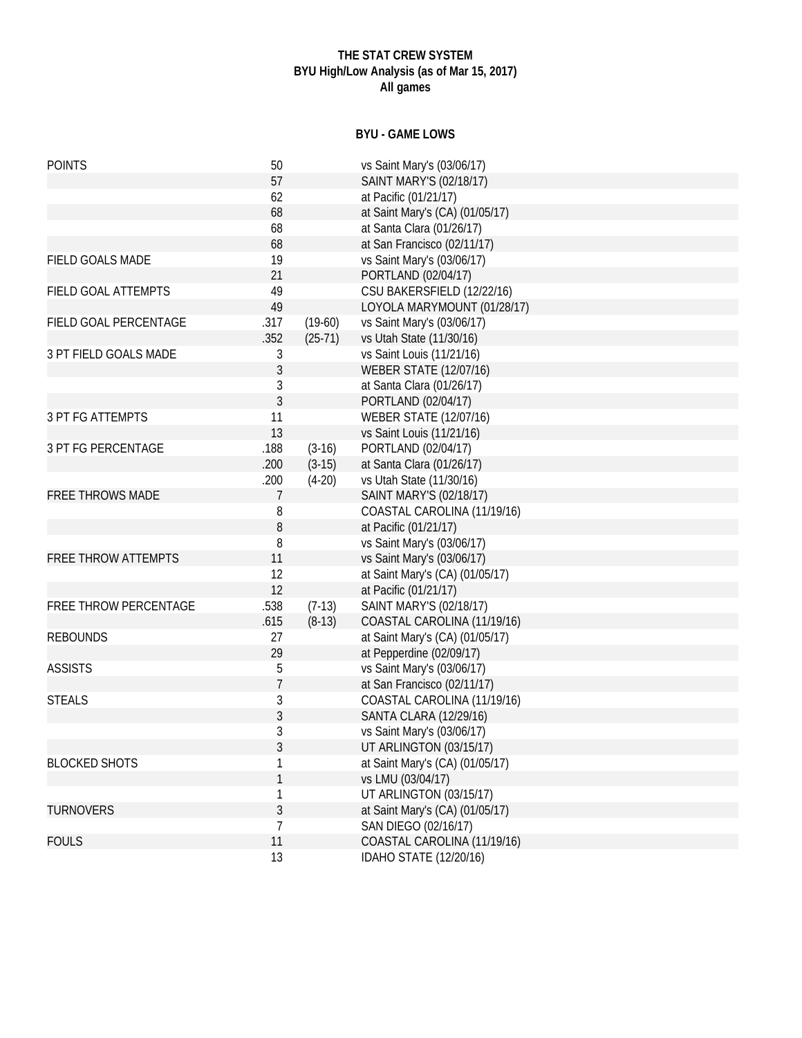# THE STAT CREW SYSTEM
## BYU High/Low Analysis (as of Mar 15, 2017)
### All games

### BYU - GAME LOWS

| | | | |
|---|---|---|---|
| POINTS | 50 | | vs Saint Mary's (03/06/17) |
| | 57 | | SAINT MARY'S (02/18/17) |
| | 62 | | at Pacific (01/21/17) |
| | 68 | | at Saint Mary's (CA) (01/05/17) |
| | 68 | | at Santa Clara (01/26/17) |
| | 68 | | at San Francisco (02/11/17) |
| FIELD GOALS MADE | 19 | | vs Saint Mary's (03/06/17) |
| | 21 | | PORTLAND (02/04/17) |
| FIELD GOAL ATTEMPTS | 49 | | CSU BAKERSFIELD (12/22/16) |
| | 49 | | LOYOLA MARYMOUNT (01/28/17) |
| FIELD GOAL PERCENTAGE | .317 | (19-60) | vs Saint Mary's (03/06/17) |
| | .352 | (25-71) | vs Utah State (11/30/16) |
| 3 PT FIELD GOALS MADE | 3 | | vs Saint Louis (11/21/16) |
| | 3 | | WEBER STATE (12/07/16) |
| | 3 | | at Santa Clara (01/26/17) |
| | 3 | | PORTLAND (02/04/17) |
| 3 PT FG ATTEMPTS | 11 | | WEBER STATE (12/07/16) |
| | 13 | | vs Saint Louis (11/21/16) |
| 3 PT FG PERCENTAGE | .188 | (3-16) | PORTLAND (02/04/17) |
| | .200 | (3-15) | at Santa Clara (01/26/17) |
| | .200 | (4-20) | vs Utah State (11/30/16) |
| FREE THROWS MADE | 7 | | SAINT MARY'S (02/18/17) |
| | 8 | | COASTAL CAROLINA (11/19/16) |
| | 8 | | at Pacific (01/21/17) |
| | 8 | | vs Saint Mary's (03/06/17) |
| FREE THROW ATTEMPTS | 11 | | vs Saint Mary's (03/06/17) |
| | 12 | | at Saint Mary's (CA) (01/05/17) |
| | 12 | | at Pacific (01/21/17) |
| FREE THROW PERCENTAGE | .538 | (7-13) | SAINT MARY'S (02/18/17) |
| | .615 | (8-13) | COASTAL CAROLINA (11/19/16) |
| REBOUNDS | 27 | | at Saint Mary's (CA) (01/05/17) |
| | 29 | | at Pepperdine (02/09/17) |
| ASSISTS | 5 | | vs Saint Mary's (03/06/17) |
| | 7 | | at San Francisco (02/11/17) |
| STEALS | 3 | | COASTAL CAROLINA (11/19/16) |
| | 3 | | SANTA CLARA (12/29/16) |
| | 3 | | vs Saint Mary's (03/06/17) |
| | 3 | | UT ARLINGTON (03/15/17) |
| BLOCKED SHOTS | 1 | | at Saint Mary's (CA) (01/05/17) |
| | 1 | | vs LMU (03/04/17) |
| | 1 | | UT ARLINGTON (03/15/17) |
| TURNOVERS | 3 | | at Saint Mary's (CA) (01/05/17) |
| | 7 | | SAN DIEGO (02/16/17) |
| FOULS | 11 | | COASTAL CAROLINA (11/19/16) |
| | 13 | | IDAHO STATE (12/20/16) |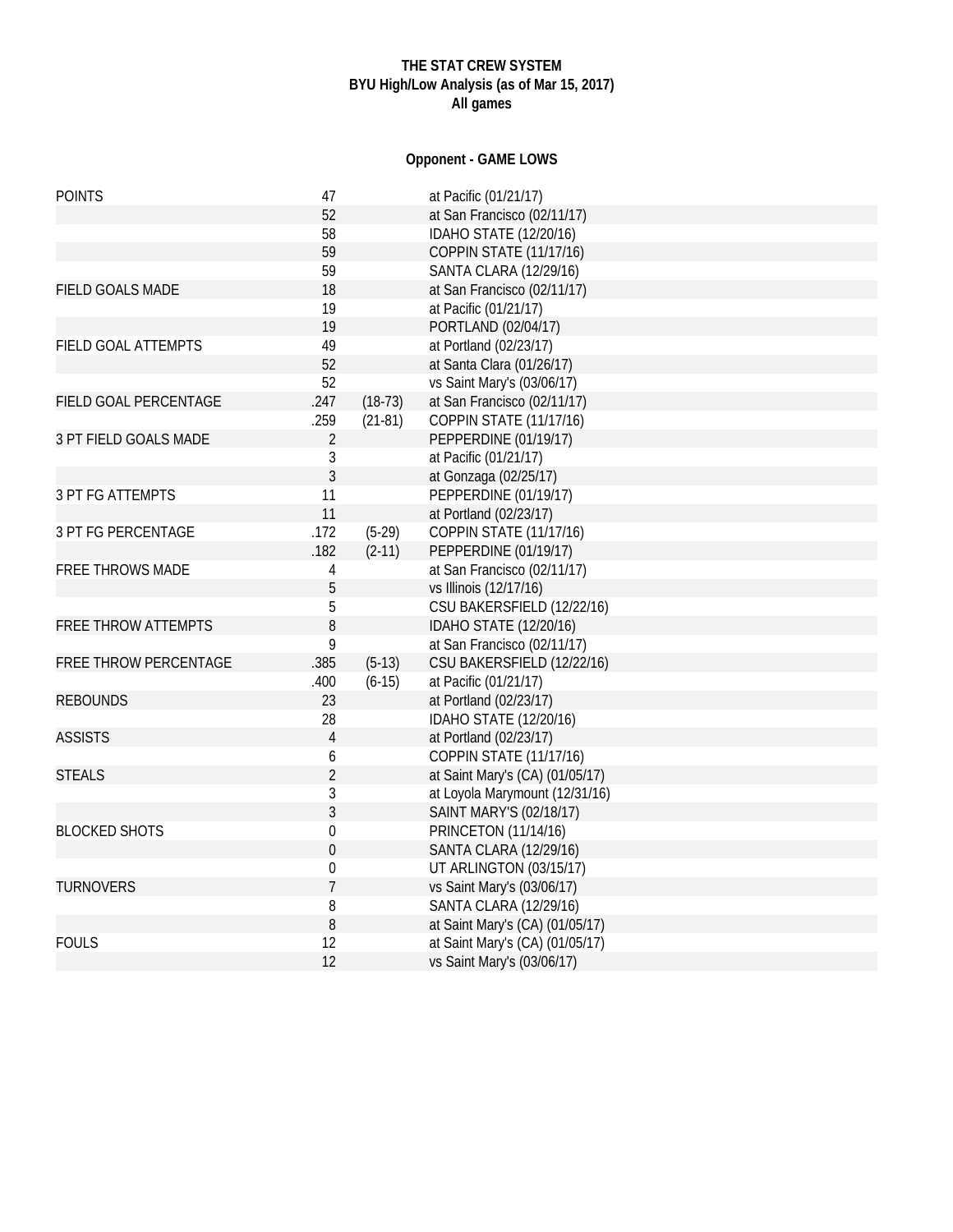**THE STAT CREW SYSTEM**
**BYU High/Low Analysis (as of Mar 15, 2017)**
**All games**

**Opponent - GAME LOWS**

| | | | |
|---|---|---|---|
| POINTS | 47 | | at Pacific (01/21/17) |
| | 52 | | at San Francisco (02/11/17) |
| | 58 | | IDAHO STATE (12/20/16) |
| | 59 | | COPPIN STATE (11/17/16) |
| | 59 | | SANTA CLARA (12/29/16) |
| FIELD GOALS MADE | 18 | | at San Francisco (02/11/17) |
| | 19 | | at Pacific (01/21/17) |
| | 19 | | PORTLAND (02/04/17) |
| FIELD GOAL ATTEMPTS | 49 | | at Portland (02/23/17) |
| | 52 | | at Santa Clara (01/26/17) |
| | 52 | | vs Saint Mary's (03/06/17) |
| FIELD GOAL PERCENTAGE | .247 | (18-73) | at San Francisco (02/11/17) |
| | .259 | (21-81) | COPPIN STATE (11/17/16) |
| 3 PT FIELD GOALS MADE | 2 | | PEPPERDINE (01/19/17) |
| | 3 | | at Pacific (01/21/17) |
| | 3 | | at Gonzaga (02/25/17) |
| 3 PT FG ATTEMPTS | 11 | | PEPPERDINE (01/19/17) |
| | 11 | | at Portland (02/23/17) |
| 3 PT FG PERCENTAGE | .172 | (5-29) | COPPIN STATE (11/17/16) |
| | .182 | (2-11) | PEPPERDINE (01/19/17) |
| FREE THROWS MADE | 4 | | at San Francisco (02/11/17) |
| | 5 | | vs Illinois (12/17/16) |
| | 5 | | CSU BAKERSFIELD (12/22/16) |
| FREE THROW ATTEMPTS | 8 | | IDAHO STATE (12/20/16) |
| | 9 | | at San Francisco (02/11/17) |
| FREE THROW PERCENTAGE | .385 | (5-13) | CSU BAKERSFIELD (12/22/16) |
| | .400 | (6-15) | at Pacific (01/21/17) |
| REBOUNDS | 23 | | at Portland (02/23/17) |
| | 28 | | IDAHO STATE (12/20/16) |
| ASSISTS | 4 | | at Portland (02/23/17) |
| | 6 | | COPPIN STATE (11/17/16) |
| STEALS | 2 | | at Saint Mary's (CA) (01/05/17) |
| | 3 | | at Loyola Marymount (12/31/16) |
| | 3 | | SAINT MARY'S (02/18/17) |
| BLOCKED SHOTS | 0 | | PRINCETON (11/14/16) |
| | 0 | | SANTA CLARA (12/29/16) |
| | 0 | | UT ARLINGTON (03/15/17) |
| TURNOVERS | 7 | | vs Saint Mary's (03/06/17) |
| | 8 | | SANTA CLARA (12/29/16) |
| | 8 | | at Saint Mary's (CA) (01/05/17) |
| FOULS | 12 | | at Saint Mary's (CA) (01/05/17) |
| | 12 | | vs Saint Mary's (03/06/17) |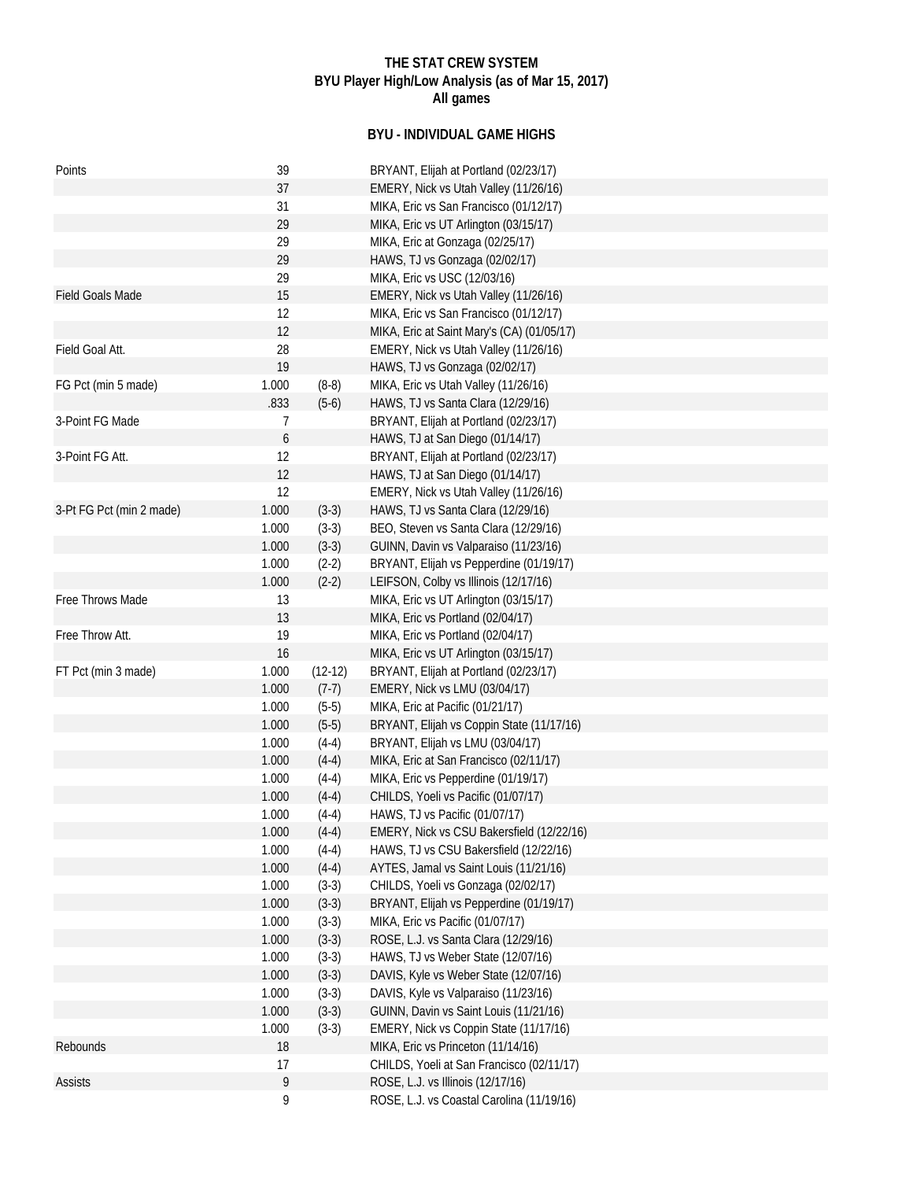**THE STAT CREW SYSTEM**
**BYU Player High/Low Analysis (as of Mar 15, 2017)**
**All games**

### BYU - INDIVIDUAL GAME HIGHS

| Category | Value | Detail | Player/Game |
|---|---|---|---|
| Points | 39 | | BRYANT, Elijah at Portland (02/23/17) |
| | 37 | | EMERY, Nick vs Utah Valley (11/26/16) |
| | 31 | | MIKA, Eric vs San Francisco (01/12/17) |
| | 29 | | MIKA, Eric vs UT Arlington (03/15/17) |
| | 29 | | MIKA, Eric at Gonzaga (02/25/17) |
| | 29 | | HAWS, TJ vs Gonzaga (02/02/17) |
| | 29 | | MIKA, Eric vs USC (12/03/16) |
| Field Goals Made | 15 | | EMERY, Nick vs Utah Valley (11/26/16) |
| | 12 | | MIKA, Eric vs San Francisco (01/12/17) |
| | 12 | | MIKA, Eric at Saint Mary's (CA) (01/05/17) |
| Field Goal Att. | 28 | | EMERY, Nick vs Utah Valley (11/26/16) |
| | 19 | | HAWS, TJ vs Gonzaga (02/02/17) |
| FG Pct (min 5 made) | 1.000 | (8-8) | MIKA, Eric vs Utah Valley (11/26/16) |
| | .833 | (5-6) | HAWS, TJ vs Santa Clara (12/29/16) |
| 3-Point FG Made | 7 | | BRYANT, Elijah at Portland (02/23/17) |
| | 6 | | HAWS, TJ at San Diego (01/14/17) |
| 3-Point FG Att. | 12 | | BRYANT, Elijah at Portland (02/23/17) |
| | 12 | | HAWS, TJ at San Diego (01/14/17) |
| | 12 | | EMERY, Nick vs Utah Valley (11/26/16) |
| 3-Pt FG Pct (min 2 made) | 1.000 | (3-3) | HAWS, TJ vs Santa Clara (12/29/16) |
| | 1.000 | (3-3) | BEO, Steven vs Santa Clara (12/29/16) |
| | 1.000 | (3-3) | GUINN, Davin vs Valparaiso (11/23/16) |
| | 1.000 | (2-2) | BRYANT, Elijah vs Pepperdine (01/19/17) |
| | 1.000 | (2-2) | LEIFSON, Colby vs Illinois (12/17/16) |
| Free Throws Made | 13 | | MIKA, Eric vs UT Arlington (03/15/17) |
| | 13 | | MIKA, Eric vs Portland (02/04/17) |
| Free Throw Att. | 19 | | MIKA, Eric vs Portland (02/04/17) |
| | 16 | | MIKA, Eric vs UT Arlington (03/15/17) |
| FT Pct (min 3 made) | 1.000 | (12-12) | BRYANT, Elijah at Portland (02/23/17) |
| | 1.000 | (7-7) | EMERY, Nick vs LMU (03/04/17) |
| | 1.000 | (5-5) | MIKA, Eric at Pacific (01/21/17) |
| | 1.000 | (5-5) | BRYANT, Elijah vs Coppin State (11/17/16) |
| | 1.000 | (4-4) | BRYANT, Elijah vs LMU (03/04/17) |
| | 1.000 | (4-4) | MIKA, Eric at San Francisco (02/11/17) |
| | 1.000 | (4-4) | MIKA, Eric vs Pepperdine (01/19/17) |
| | 1.000 | (4-4) | CHILDS, Yoeli vs Pacific (01/07/17) |
| | 1.000 | (4-4) | HAWS, TJ vs Pacific (01/07/17) |
| | 1.000 | (4-4) | EMERY, Nick vs CSU Bakersfield (12/22/16) |
| | 1.000 | (4-4) | HAWS, TJ vs CSU Bakersfield (12/22/16) |
| | 1.000 | (4-4) | AYTES, Jamal vs Saint Louis (11/21/16) |
| | 1.000 | (3-3) | CHILDS, Yoeli vs Gonzaga (02/02/17) |
| | 1.000 | (3-3) | BRYANT, Elijah vs Pepperdine (01/19/17) |
| | 1.000 | (3-3) | MIKA, Eric vs Pacific (01/07/17) |
| | 1.000 | (3-3) | ROSE, L.J. vs Santa Clara (12/29/16) |
| | 1.000 | (3-3) | HAWS, TJ vs Weber State (12/07/16) |
| | 1.000 | (3-3) | DAVIS, Kyle vs Weber State (12/07/16) |
| | 1.000 | (3-3) | DAVIS, Kyle vs Valparaiso (11/23/16) |
| | 1.000 | (3-3) | GUINN, Davin vs Saint Louis (11/21/16) |
| | 1.000 | (3-3) | EMERY, Nick vs Coppin State (11/17/16) |
| Rebounds | 18 | | MIKA, Eric vs Princeton (11/14/16) |
| | 17 | | CHILDS, Yoeli at San Francisco (02/11/17) |
| Assists | 9 | | ROSE, L.J. vs Illinois (12/17/16) |
| | 9 | | ROSE, L.J. vs Coastal Carolina (11/19/16) |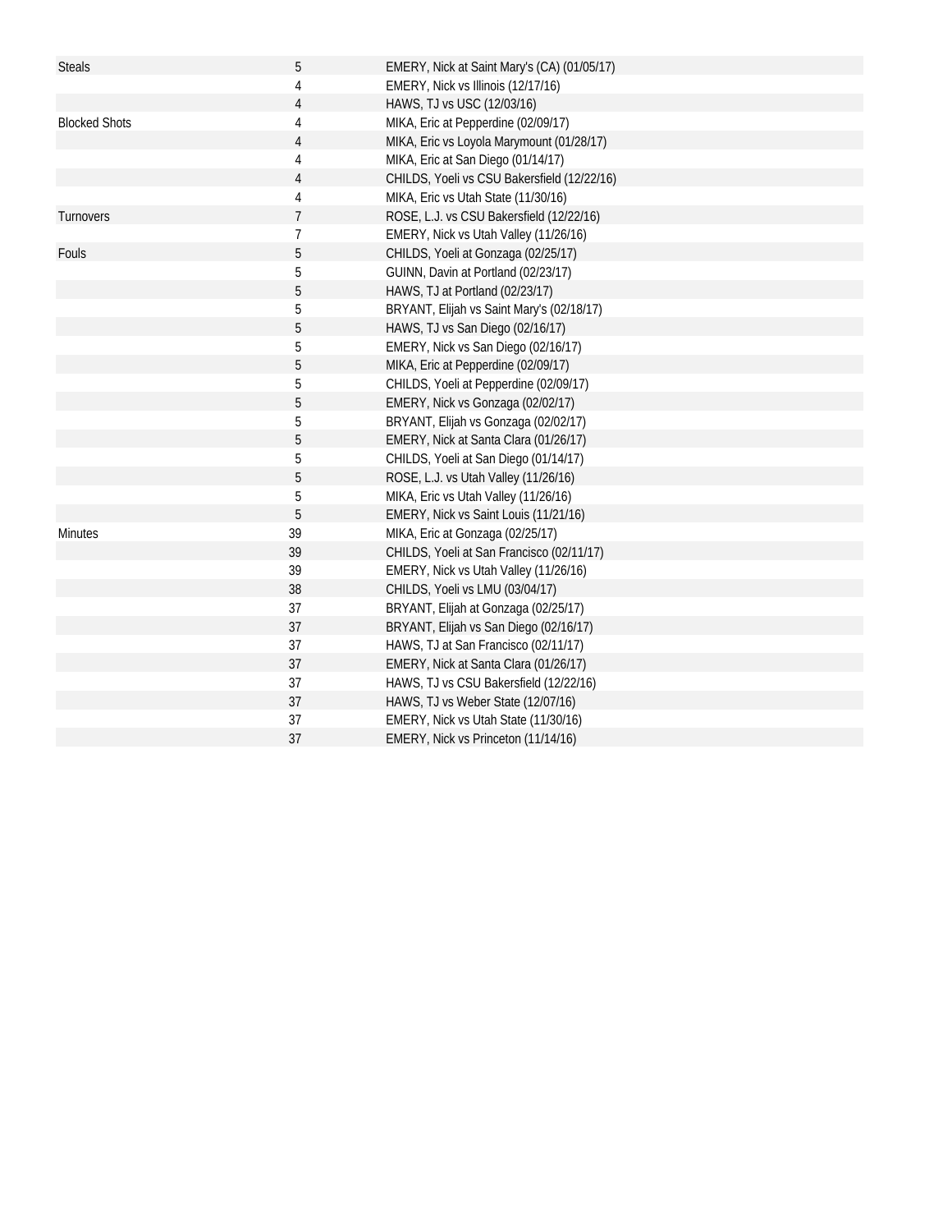| | | |
|---|---|---|
| Steals | 5 | EMERY, Nick at Saint Mary's (CA) (01/05/17) |
| | 4 | EMERY, Nick vs Illinois (12/17/16) |
| | 4 | HAWS, TJ vs USC (12/03/16) |
| Blocked Shots | 4 | MIKA, Eric at Pepperdine (02/09/17) |
| | 4 | MIKA, Eric vs Loyola Marymount (01/28/17) |
| | 4 | MIKA, Eric at San Diego (01/14/17) |
| | 4 | CHILDS, Yoeli vs CSU Bakersfield (12/22/16) |
| | 4 | MIKA, Eric vs Utah State (11/30/16) |
| Turnovers | 7 | ROSE, L.J. vs CSU Bakersfield (12/22/16) |
| | 7 | EMERY, Nick vs Utah Valley (11/26/16) |
| Fouls | 5 | CHILDS, Yoeli at Gonzaga (02/25/17) |
| | 5 | GUINN, Davin at Portland (02/23/17) |
| | 5 | HAWS, TJ at Portland (02/23/17) |
| | 5 | BRYANT, Elijah vs Saint Mary's (02/18/17) |
| | 5 | HAWS, TJ vs San Diego (02/16/17) |
| | 5 | EMERY, Nick vs San Diego (02/16/17) |
| | 5 | MIKA, Eric at Pepperdine (02/09/17) |
| | 5 | CHILDS, Yoeli at Pepperdine (02/09/17) |
| | 5 | EMERY, Nick vs Gonzaga (02/02/17) |
| | 5 | BRYANT, Elijah vs Gonzaga (02/02/17) |
| | 5 | EMERY, Nick at Santa Clara (01/26/17) |
| | 5 | CHILDS, Yoeli at San Diego (01/14/17) |
| | 5 | ROSE, L.J. vs Utah Valley (11/26/16) |
| | 5 | MIKA, Eric vs Utah Valley (11/26/16) |
| | 5 | EMERY, Nick vs Saint Louis (11/21/16) |
| Minutes | 39 | MIKA, Eric at Gonzaga (02/25/17) |
| | 39 | CHILDS, Yoeli at San Francisco (02/11/17) |
| | 39 | EMERY, Nick vs Utah Valley (11/26/16) |
| | 38 | CHILDS, Yoeli vs LMU (03/04/17) |
| | 37 | BRYANT, Elijah at Gonzaga (02/25/17) |
| | 37 | BRYANT, Elijah vs San Diego (02/16/17) |
| | 37 | HAWS, TJ at San Francisco (02/11/17) |
| | 37 | EMERY, Nick at Santa Clara (01/26/17) |
| | 37 | HAWS, TJ vs CSU Bakersfield (12/22/16) |
| | 37 | HAWS, TJ vs Weber State (12/07/16) |
| | 37 | EMERY, Nick vs Utah State (11/30/16) |
| | 37 | EMERY, Nick vs Princeton (11/14/16) |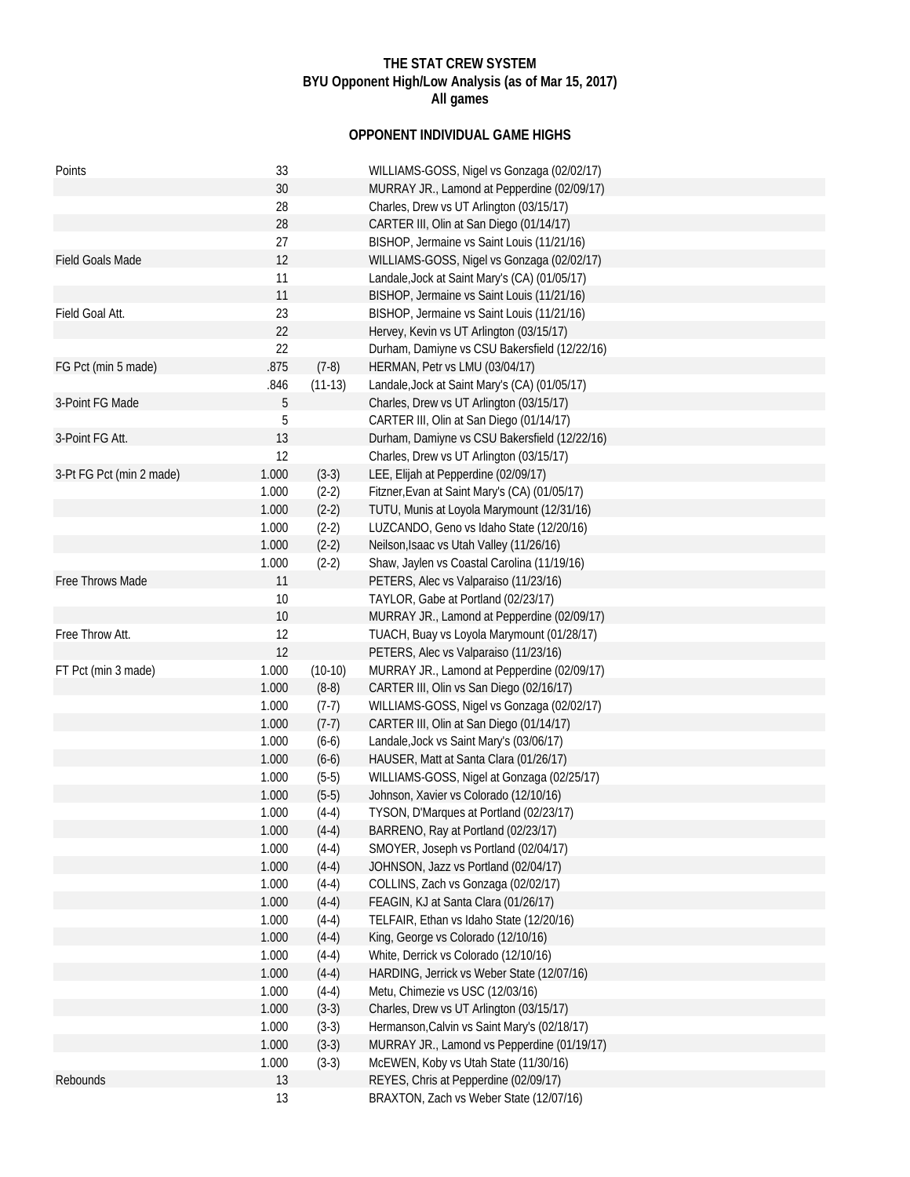**THE STAT CREW SYSTEM**
**BYU Opponent High/Low Analysis (as of Mar 15, 2017)**
**All games**

**OPPONENT INDIVIDUAL GAME HIGHS**

| Category | Value | Made-Att | Player / Game |
|---|---|---|---|
| Points | 33 | | WILLIAMS-GOSS, Nigel vs Gonzaga (02/02/17) |
| | 30 | | MURRAY JR., Lamond at Pepperdine (02/09/17) |
| | 28 | | Charles, Drew vs UT Arlington (03/15/17) |
| | 28 | | CARTER III, Olin at San Diego (01/14/17) |
| | 27 | | BISHOP, Jermaine vs Saint Louis (11/21/16) |
| Field Goals Made | 12 | | WILLIAMS-GOSS, Nigel vs Gonzaga (02/02/17) |
| | 11 | | Landale,Jock at Saint Mary's (CA) (01/05/17) |
| | 11 | | BISHOP, Jermaine vs Saint Louis (11/21/16) |
| Field Goal Att. | 23 | | BISHOP, Jermaine vs Saint Louis (11/21/16) |
| | 22 | | Hervey, Kevin vs UT Arlington (03/15/17) |
| | 22 | | Durham, Damiyne vs CSU Bakersfield (12/22/16) |
| FG Pct (min 5 made) | .875 | (7-8) | HERMAN, Petr vs LMU (03/04/17) |
| | .846 | (11-13) | Landale,Jock at Saint Mary's (CA) (01/05/17) |
| 3-Point FG Made | 5 | | Charles, Drew vs UT Arlington (03/15/17) |
| | 5 | | CARTER III, Olin at San Diego (01/14/17) |
| 3-Point FG Att. | 13 | | Durham, Damiyne vs CSU Bakersfield (12/22/16) |
| | 12 | | Charles, Drew vs UT Arlington (03/15/17) |
| 3-Pt FG Pct (min 2 made) | 1.000 | (3-3) | LEE, Elijah at Pepperdine (02/09/17) |
| | 1.000 | (2-2) | Fitzner,Evan at Saint Mary's (CA) (01/05/17) |
| | 1.000 | (2-2) | TUTU, Munis at Loyola Marymount (12/31/16) |
| | 1.000 | (2-2) | LUZCANDO, Geno vs Idaho State (12/20/16) |
| | 1.000 | (2-2) | Neilson,Isaac vs Utah Valley (11/26/16) |
| | 1.000 | (2-2) | Shaw, Jaylen vs Coastal Carolina (11/19/16) |
| Free Throws Made | 11 | | PETERS, Alec vs Valparaiso (11/23/16) |
| | 10 | | TAYLOR, Gabe at Portland (02/23/17) |
| | 10 | | MURRAY JR., Lamond at Pepperdine (02/09/17) |
| Free Throw Att. | 12 | | TUACH, Buay vs Loyola Marymount (01/28/17) |
| | 12 | | PETERS, Alec vs Valparaiso (11/23/16) |
| FT Pct (min 3 made) | 1.000 | (10-10) | MURRAY JR., Lamond at Pepperdine (02/09/17) |
| | 1.000 | (8-8) | CARTER III, Olin vs San Diego (02/16/17) |
| | 1.000 | (7-7) | WILLIAMS-GOSS, Nigel vs Gonzaga (02/02/17) |
| | 1.000 | (7-7) | CARTER III, Olin at San Diego (01/14/17) |
| | 1.000 | (6-6) | Landale,Jock vs Saint Mary's (03/06/17) |
| | 1.000 | (6-6) | HAUSER, Matt at Santa Clara (01/26/17) |
| | 1.000 | (5-5) | WILLIAMS-GOSS, Nigel at Gonzaga (02/25/17) |
| | 1.000 | (5-5) | Johnson, Xavier vs Colorado (12/10/16) |
| | 1.000 | (4-4) | TYSON, D'Marques at Portland (02/23/17) |
| | 1.000 | (4-4) | BARRENO, Ray at Portland (02/23/17) |
| | 1.000 | (4-4) | SMOYER, Joseph vs Portland (02/04/17) |
| | 1.000 | (4-4) | JOHNSON, Jazz vs Portland (02/04/17) |
| | 1.000 | (4-4) | COLLINS, Zach vs Gonzaga (02/02/17) |
| | 1.000 | (4-4) | FEAGIN, KJ at Santa Clara (01/26/17) |
| | 1.000 | (4-4) | TELFAIR, Ethan vs Idaho State (12/20/16) |
| | 1.000 | (4-4) | King, George vs Colorado (12/10/16) |
| | 1.000 | (4-4) | White, Derrick vs Colorado (12/10/16) |
| | 1.000 | (4-4) | HARDING, Jerrick vs Weber State (12/07/16) |
| | 1.000 | (4-4) | Metu, Chimezie vs USC (12/03/16) |
| | 1.000 | (3-3) | Charles, Drew vs UT Arlington (03/15/17) |
| | 1.000 | (3-3) | Hermanson,Calvin vs Saint Mary's (02/18/17) |
| | 1.000 | (3-3) | MURRAY JR., Lamond vs Pepperdine (01/19/17) |
| | 1.000 | (3-3) | McEWEN, Koby vs Utah State (11/30/16) |
| Rebounds | 13 | | REYES, Chris at Pepperdine (02/09/17) |
| | 13 | | BRAXTON, Zach vs Weber State (12/07/16) |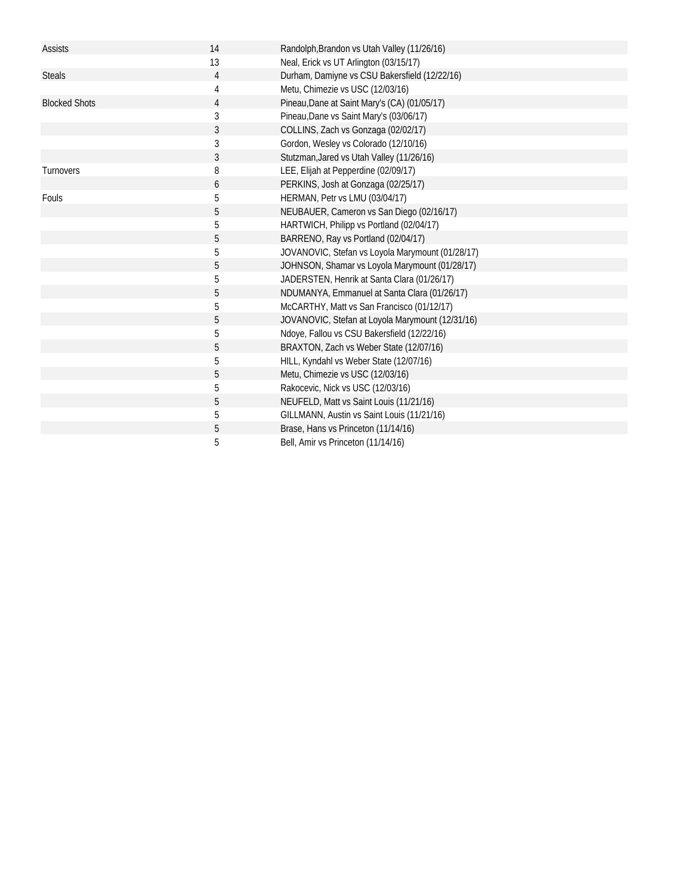| | | |
|---|---|---|
| Assists | 14 | Randolph,Brandon vs Utah Valley (11/26/16) |
| | 13 | Neal, Erick vs UT Arlington (03/15/17) |
| Steals | 4 | Durham, Damiyne vs CSU Bakersfield (12/22/16) |
| | 4 | Metu, Chimezie vs USC (12/03/16) |
| Blocked Shots | 4 | Pineau,Dane at Saint Mary's (CA) (01/05/17) |
| | 3 | Pineau,Dane vs Saint Mary's (03/06/17) |
| | 3 | COLLINS, Zach vs Gonzaga (02/02/17) |
| | 3 | Gordon, Wesley vs Colorado (12/10/16) |
| | 3 | Stutzman,Jared vs Utah Valley (11/26/16) |
| Turnovers | 8 | LEE, Elijah at Pepperdine (02/09/17) |
| | 6 | PERKINS, Josh at Gonzaga (02/25/17) |
| Fouls | 5 | HERMAN, Petr vs LMU (03/04/17) |
| | 5 | NEUBAUER, Cameron vs San Diego (02/16/17) |
| | 5 | HARTWICH, Philipp vs Portland (02/04/17) |
| | 5 | BARRENO, Ray vs Portland (02/04/17) |
| | 5 | JOVANOVIC, Stefan vs Loyola Marymount (01/28/17) |
| | 5 | JOHNSON, Shamar vs Loyola Marymount (01/28/17) |
| | 5 | JADERSTEN, Henrik at Santa Clara (01/26/17) |
| | 5 | NDUMANYA, Emmanuel at Santa Clara (01/26/17) |
| | 5 | McCARTHY, Matt vs San Francisco (01/12/17) |
| | 5 | JOVANOVIC, Stefan at Loyola Marymount (12/31/16) |
| | 5 | Ndoye, Fallou vs CSU Bakersfield (12/22/16) |
| | 5 | BRAXTON, Zach vs Weber State (12/07/16) |
| | 5 | HILL, Kyndahl vs Weber State (12/07/16) |
| | 5 | Metu, Chimezie vs USC (12/03/16) |
| | 5 | Rakocevic, Nick vs USC (12/03/16) |
| | 5 | NEUFELD, Matt vs Saint Louis (11/21/16) |
| | 5 | GILLMANN, Austin vs Saint Louis (11/21/16) |
| | 5 | Brase, Hans vs Princeton (11/14/16) |
| | 5 | Bell, Amir vs Princeton (11/14/16) |